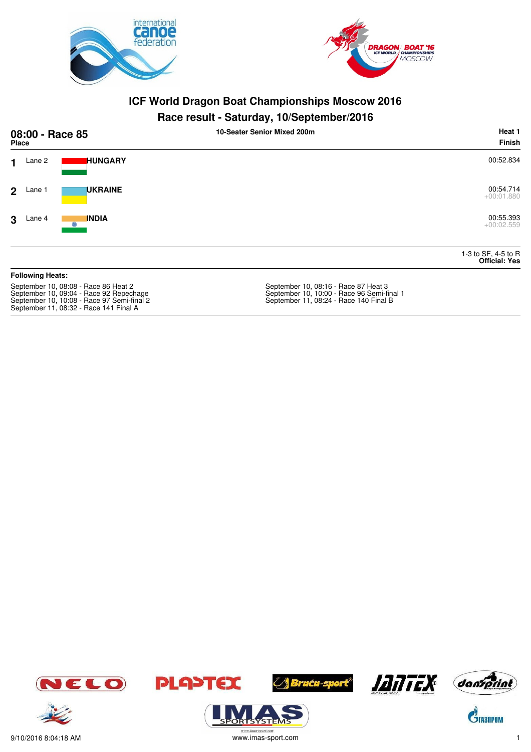# ICF World Dragon Boat Championships Moscow 2016

## Race result - Saturday, 10/September/2016

**08:00 - Race 85** — 10-Seater Senior Mixed 200m — Heat 1

| Place | Lane | Country | Finish |
|---|---|---|---|
| 1 | Lane 2 | HUNGARY | 00:52.834 |
| 2 | Lane 1 | UKRAINE | 00:54.714 +00:01.880 |
| 3 | Lane 4 | INDIA | 00:55.393 +00:02.559 |

1-3 to SF, 4-5 to R
**Official: Yes**

**Following Heats:**

September 10, 08:08 - Race 86 Heat 2
September 10, 08:16 - Race 87 Heat 3
September 10, 09:04 - Race 92 Repechage
September 10, 10:00 - Race 96 Semi-final 1
September 10, 10:08 - Race 97 Semi-final 2
September 11, 08:24 - Race 140 Final B
September 11, 08:32 - Race 141 Final A

9/10/2016 8:04:18 AM — www.imas-sport.com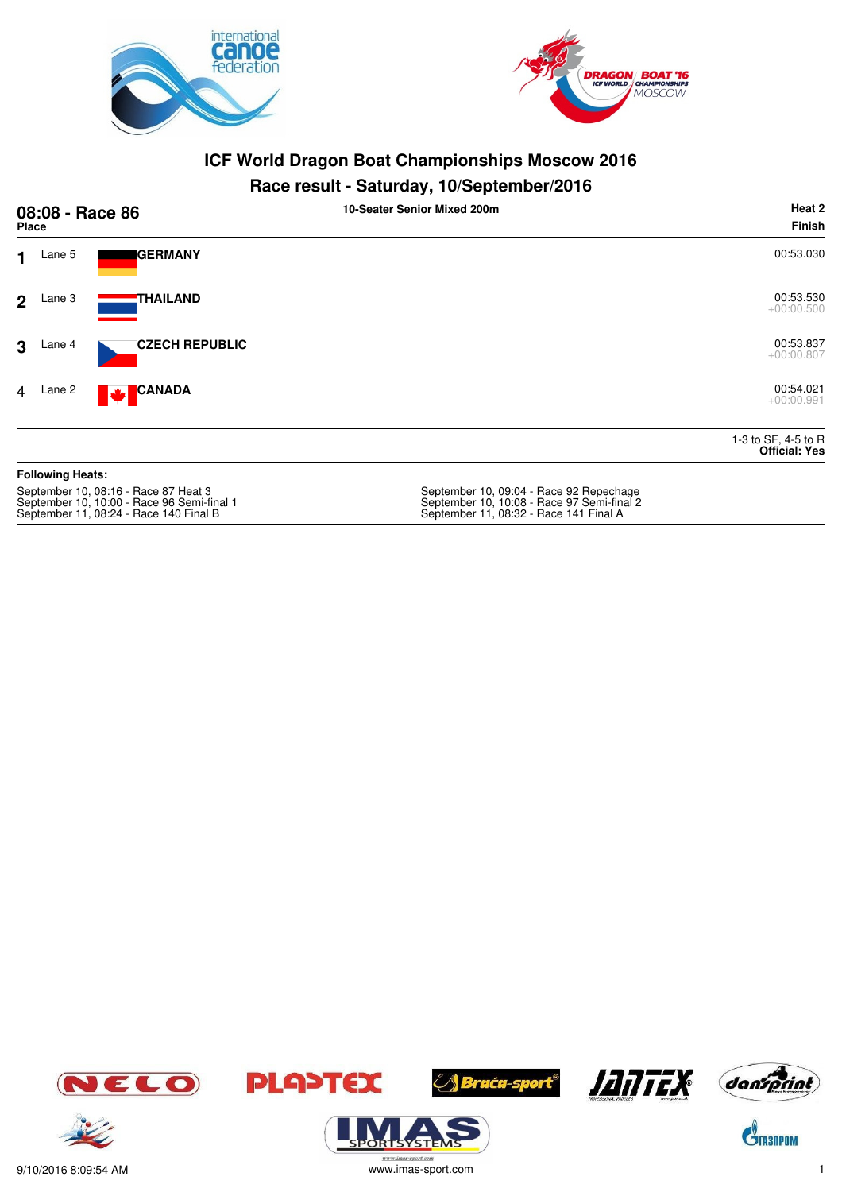# ICF World Dragon Boat Championships Moscow 2016

## Race result - Saturday, 10/September/2016

**08:08 - Race 86** — **10-Seater Senior Mixed 200m** — **Heat 2**

| Place | Lane | Team | Finish |
|---|---|---|---|
| 1 | Lane 5 | **GERMANY** | 00:53.030 |
| 2 | Lane 3 | **THAILAND** | 00:53.530 +00:00.500 |
| 3 | Lane 4 | **CZECH REPUBLIC** | 00:53.837 +00:00.807 |
| 4 | Lane 2 | **CANADA** | 00:54.021 +00:00.991 |

1-3 to SF, 4-5 to R
**Official: Yes**

**Following Heats:**

September 10, 08:16 - Race 87 Heat 3
September 10, 10:00 - Race 96 Semi-final 1
September 11, 08:24 - Race 140 Final B
September 10, 09:04 - Race 92 Repechage
September 10, 10:08 - Race 97 Semi-final 2
September 11, 08:32 - Race 141 Final A

9/10/2016 8:09:54 AM
www.imas-sport.com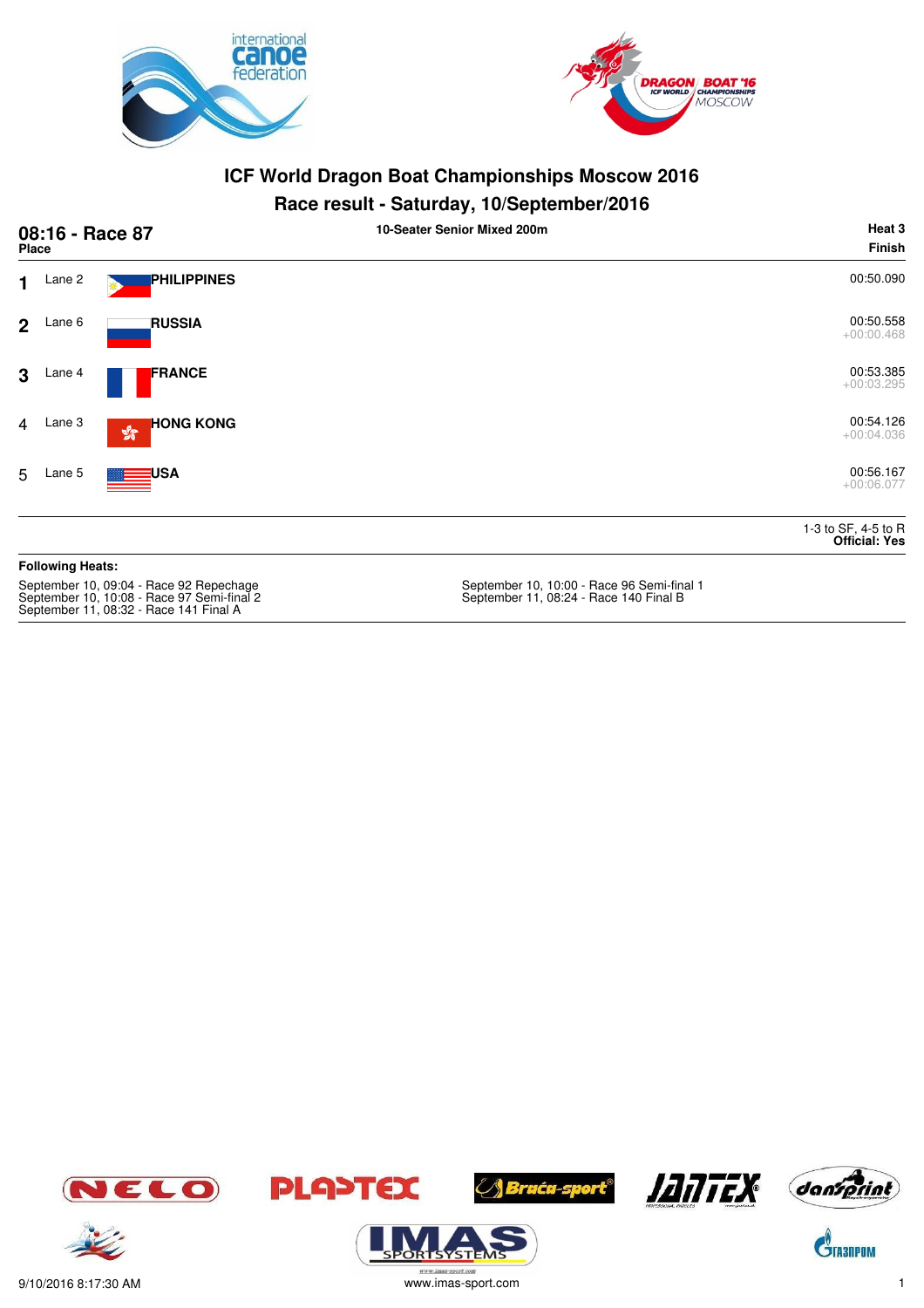# ICF World Dragon Boat Championships Moscow 2016

## Race result - Saturday, 10/September/2016

**08:16 - Race 87** — **10-Seater Senior Mixed 200m** — **Heat 3**

| Place | Lane | Country | Finish |
|---|---|---|---|
| **1** | Lane 2 | **PHILIPPINES** | 00:50.090 |
| **2** | Lane 6 | **RUSSIA** | 00:50.558<br>+00:00.468 |
| **3** | Lane 4 | **FRANCE** | 00:53.385<br>+00:03.295 |
| 4 | Lane 3 | **HONG KONG** | 00:54.126<br>+00:04.036 |
| 5 | Lane 5 | **USA** | 00:56.167<br>+00:06.077 |

1-3 to SF, 4-5 to R
**Official: Yes**

**Following Heats:**

September 10, 09:04 - Race 92 Repechage
September 10, 10:08 - Race 97 Semi-final 2
September 11, 08:32 - Race 141 Final A
September 10, 10:00 - Race 96 Semi-final 1
September 11, 08:24 - Race 140 Final B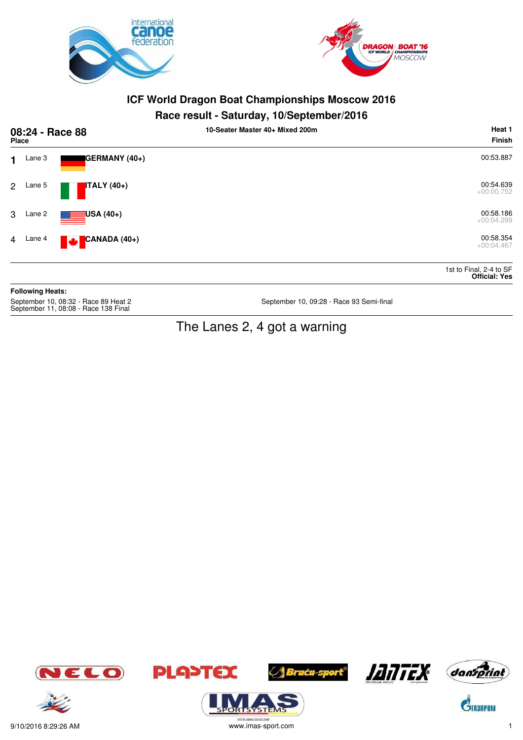# ICF World Dragon Boat Championships Moscow 2016

## Race result - Saturday, 10/September/2016

**08:24 - Race 88** — 10-Seater Master 40+ Mixed 200m — **Heat 1**

| Place | Lane | Team | Finish |
|---|---|---|---|
| 1 | Lane 3 | **GERMANY (40+)** | 00:53.887 |
| 2 | Lane 5 | **ITALY (40+)** | 00:54.639<br>+00:00.752 |
| 3 | Lane 2 | **USA (40+)** | 00:58.186<br>+00:04.299 |
| 4 | Lane 4 | **CANADA (40+)** | 00:58.354<br>+00:04.467 |

1st to Final, 2-4 to SF
**Official: Yes**

**Following Heats:**

September 10, 08:32 - Race 89 Heat 2
September 11, 08:08 - Race 138 Final
September 10, 09:28 - Race 93 Semi-final

The Lanes 2, 4 got a warning

9/10/2016 8:29:26 AM

www.imas-sport.com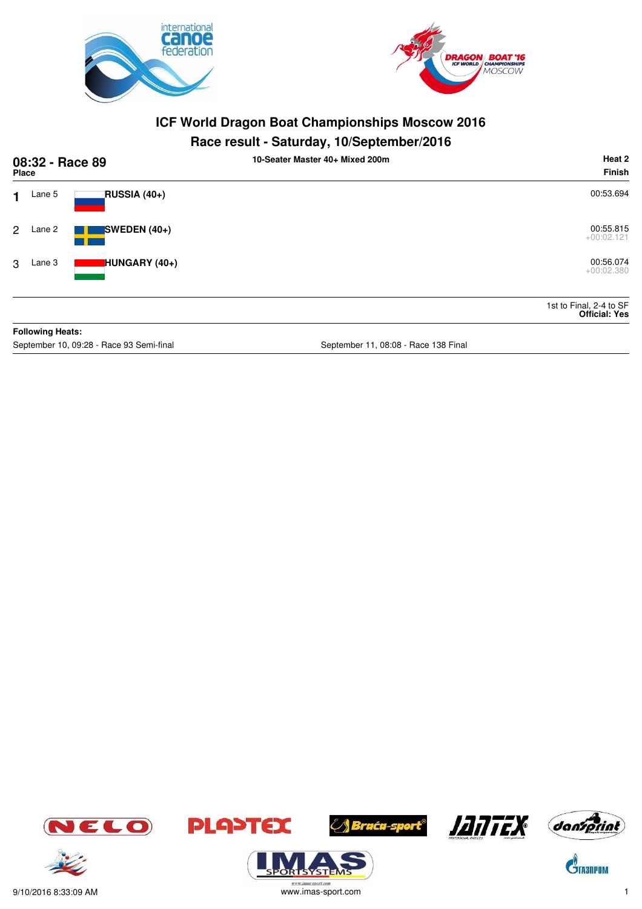# ICF World Dragon Boat Championships Moscow 2016

## Race result - Saturday, 10/September/2016

**08:32 - Race 89** — 10-Seater Master 40+ Mixed 200m — **Heat 2**

| Place | Lane | Team | Finish |
|---|---|---|---|
| 1 | Lane 5 | **RUSSIA (40+)** | 00:53.694 |
| 2 | Lane 2 | **SWEDEN (40+)** | 00:55.815 +00:02.121 |
| 3 | Lane 3 | **HUNGARY (40+)** | 00:56.074 +00:02.380 |

1st to Final, 2-4 to SF
**Official: Yes**

**Following Heats:**

September 10, 09:28 - Race 93 Semi-final

September 11, 08:08 - Race 138 Final

9/10/2016 8:33:09 AM

www.imas-sport.com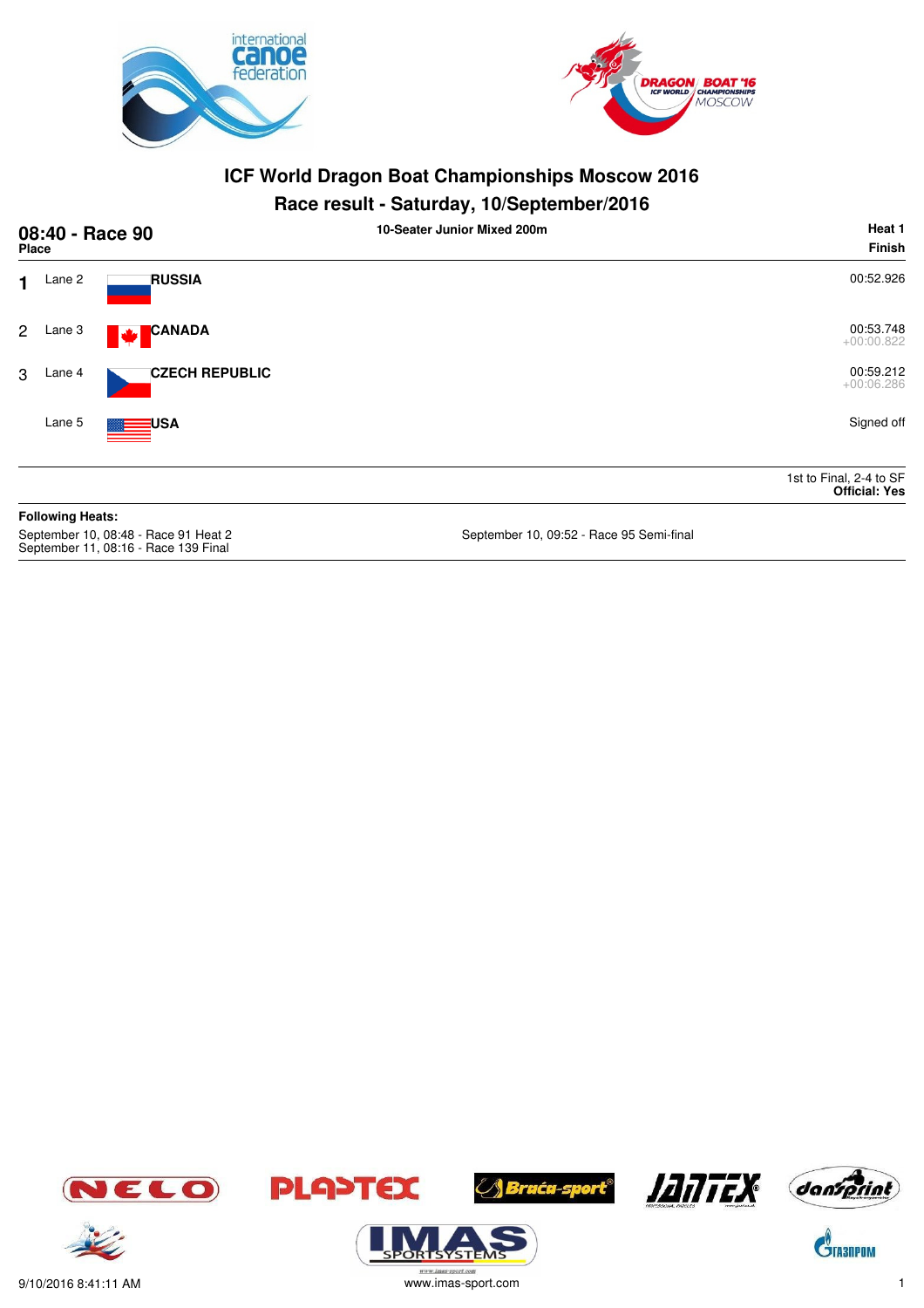# ICF World Dragon Boat Championships Moscow 2016

## Race result - Saturday, 10/September/2016

**08:40 - Race 90** — **10-Seater Junior Mixed 200m** — **Heat 1**

| Place | Lane | Country | Finish |
|---|---|---|---|
| 1 | Lane 2 | **RUSSIA** | 00:52.926 |
| 2 | Lane 3 | **CANADA** | 00:53.748<br>+00:00.822 |
| 3 | Lane 4 | **CZECH REPUBLIC** | 00:59.212<br>+00:06.286 |
| | Lane 5 | **USA** | Signed off |

1st to Final, 2-4 to SF
**Official: Yes**

**Following Heats:**

September 10, 08:48 - Race 91 Heat 2
September 11, 08:16 - Race 139 Final
September 10, 09:52 - Race 95 Semi-final

9/10/2016 8:41:11 AM
www.imas-sport.com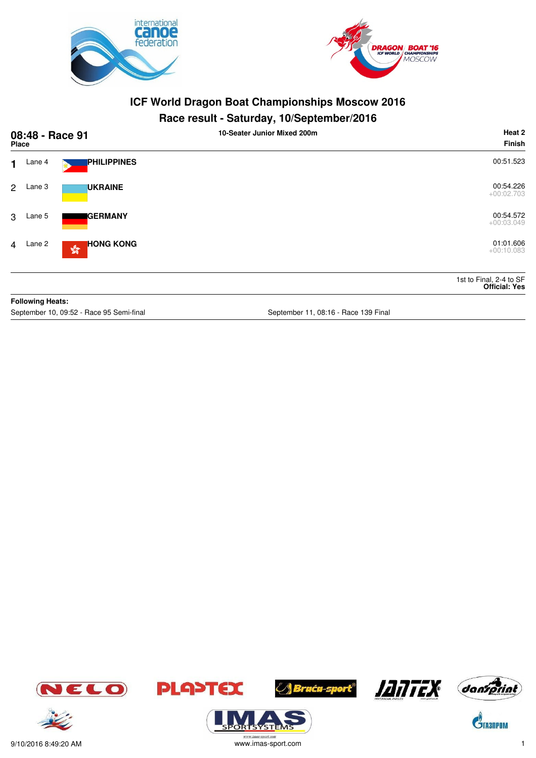# ICF World Dragon Boat Championships Moscow 2016

## Race result - Saturday, 10/September/2016

**08:48 - Race 91** | **10-Seater Junior Mixed 200m** | **Heat 2**

| Place | Lane | Country | Finish |
|---|---|---|---|
| 1 | Lane 4 | **PHILIPPINES** | 00:51.523 |
| 2 | Lane 3 | **UKRAINE** | 00:54.226 +00:02.703 |
| 3 | Lane 5 | **GERMANY** | 00:54.572 +00:03.049 |
| 4 | Lane 2 | **HONG KONG** | 01:01.606 +00:10.083 |

1st to Final, 2-4 to SF
**Official: Yes**

**Following Heats:**

September 10, 09:52 - Race 95 Semi-final

September 11, 08:16 - Race 139 Final

9/10/2016 8:49:20 AM

www.imas-sport.com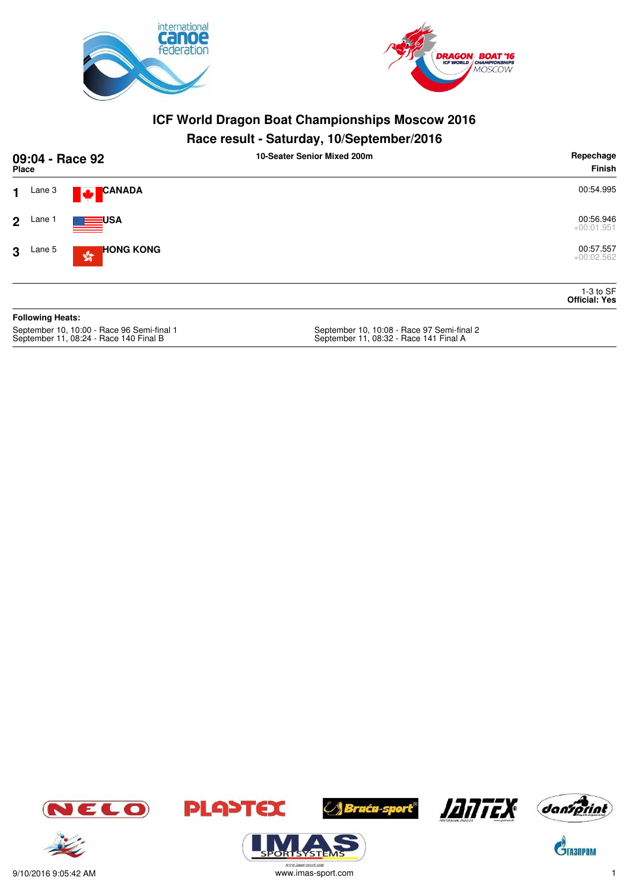# ICF World Dragon Boat Championships Moscow 2016

## Race result - Saturday, 10/September/2016

**09:04 - Race 92** — 10-Seater Senior Mixed 200m — Repechage

| Place | Lane | Country | Finish |
|---|---|---|---|
| 1 | Lane 3 | CANADA | 00:54.995 |
| 2 | Lane 1 | USA | 00:56.946 +00:01.951 |
| 3 | Lane 5 | HONG KONG | 00:57.557 +00:02.562 |

1-3 to SF
**Official: Yes**

**Following Heats:**

September 10, 10:00 - Race 96 Semi-final 1
September 11, 08:24 - Race 140 Final B
September 10, 10:08 - Race 97 Semi-final 2
September 11, 08:32 - Race 141 Final A

9/10/2016 9:05:42 AM
www.imas-sport.com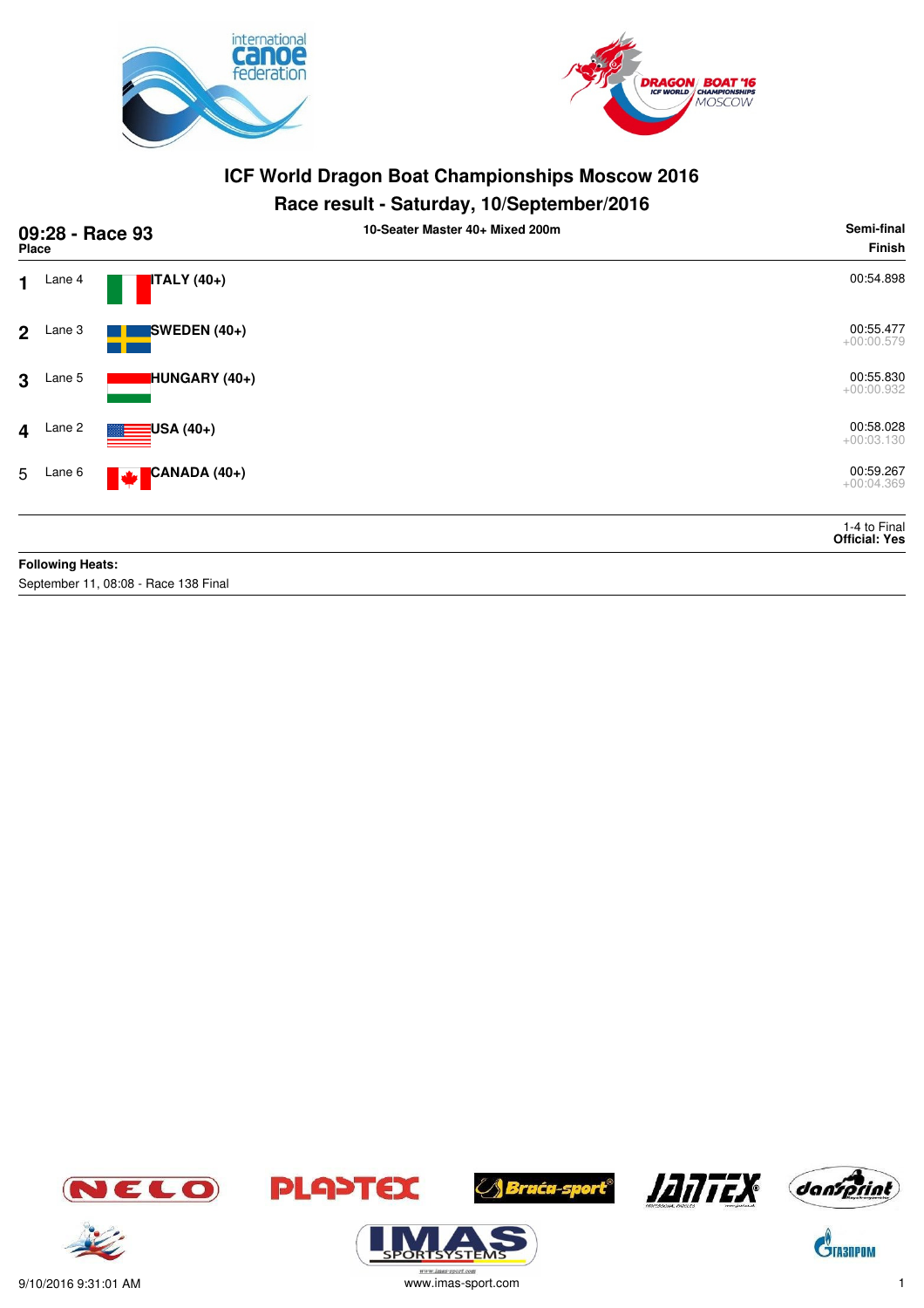# ICF World Dragon Boat Championships Moscow 2016

## Race result - Saturday, 10/September/2016

**09:28 - Race 93** — **10-Seater Master 40+ Mixed 200m** — **Semi-final**

| Place | Lane | Crew | Finish |
|---|---|---|---|
| 1 | Lane 4 | **ITALY (40+)** | 00:54.898 |
| 2 | Lane 3 | **SWEDEN (40+)** | 00:55.477 +00:00.579 |
| 3 | Lane 5 | **HUNGARY (40+)** | 00:55.830 +00:00.932 |
| 4 | Lane 2 | **USA (40+)** | 00:58.028 +00:03.130 |
| 5 | Lane 6 | **CANADA (40+)** | 00:59.267 +00:04.369 |

1-4 to Final
**Official: Yes**

**Following Heats:**

September 11, 08:08 - Race 138 Final

9/10/2016 9:31:01 AM
www.imas-sport.com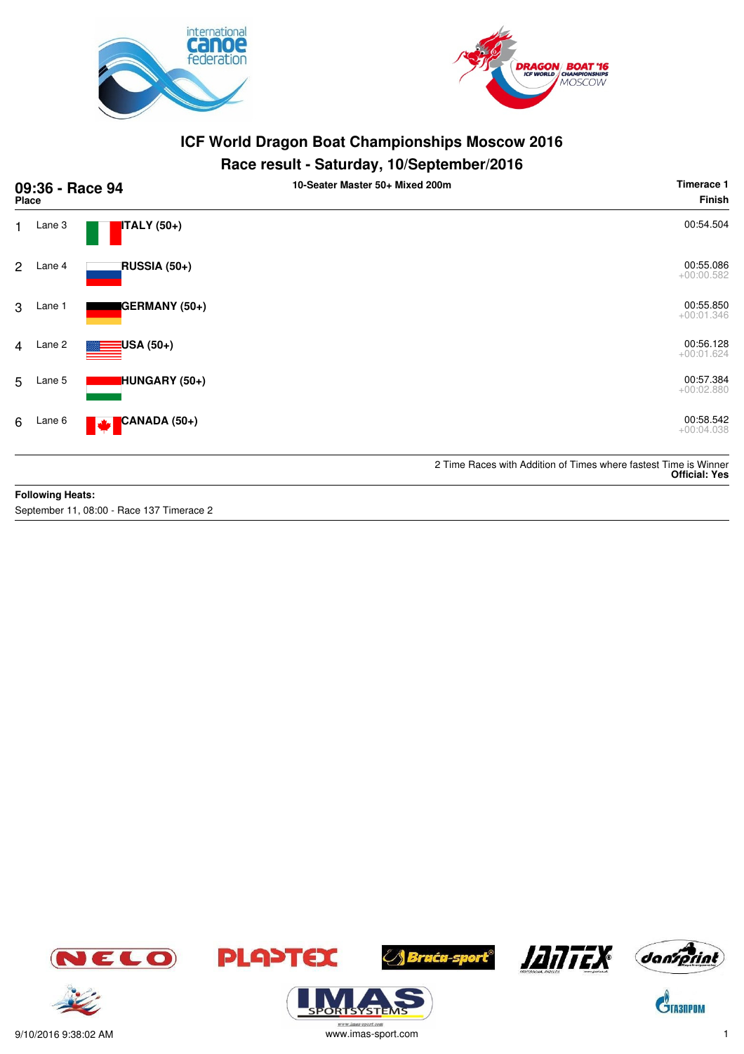# ICF World Dragon Boat Championships Moscow 2016

## Race result - Saturday, 10/September/2016

**09:36 - Race 94** — 10-Seater Master 50+ Mixed 200m — **Timerace 1**

| Place | Lane | Team | Finish |
|---|---|---|---|
| 1 | Lane 3 | **ITALY (50+)** | 00:54.504 |
| 2 | Lane 4 | **RUSSIA (50+)** | 00:55.086<br>+00:00.582 |
| 3 | Lane 1 | **GERMANY (50+)** | 00:55.850<br>+00:01.346 |
| 4 | Lane 2 | **USA (50+)** | 00:56.128<br>+00:01.624 |
| 5 | Lane 5 | **HUNGARY (50+)** | 00:57.384<br>+00:02.880 |
| 6 | Lane 6 | **CANADA (50+)** | 00:58.542<br>+00:04.038 |

2 Time Races with Addition of Times where fastest Time is Winner
**Official: Yes**

**Following Heats:**
September 11, 08:00 - Race 137 Timerace 2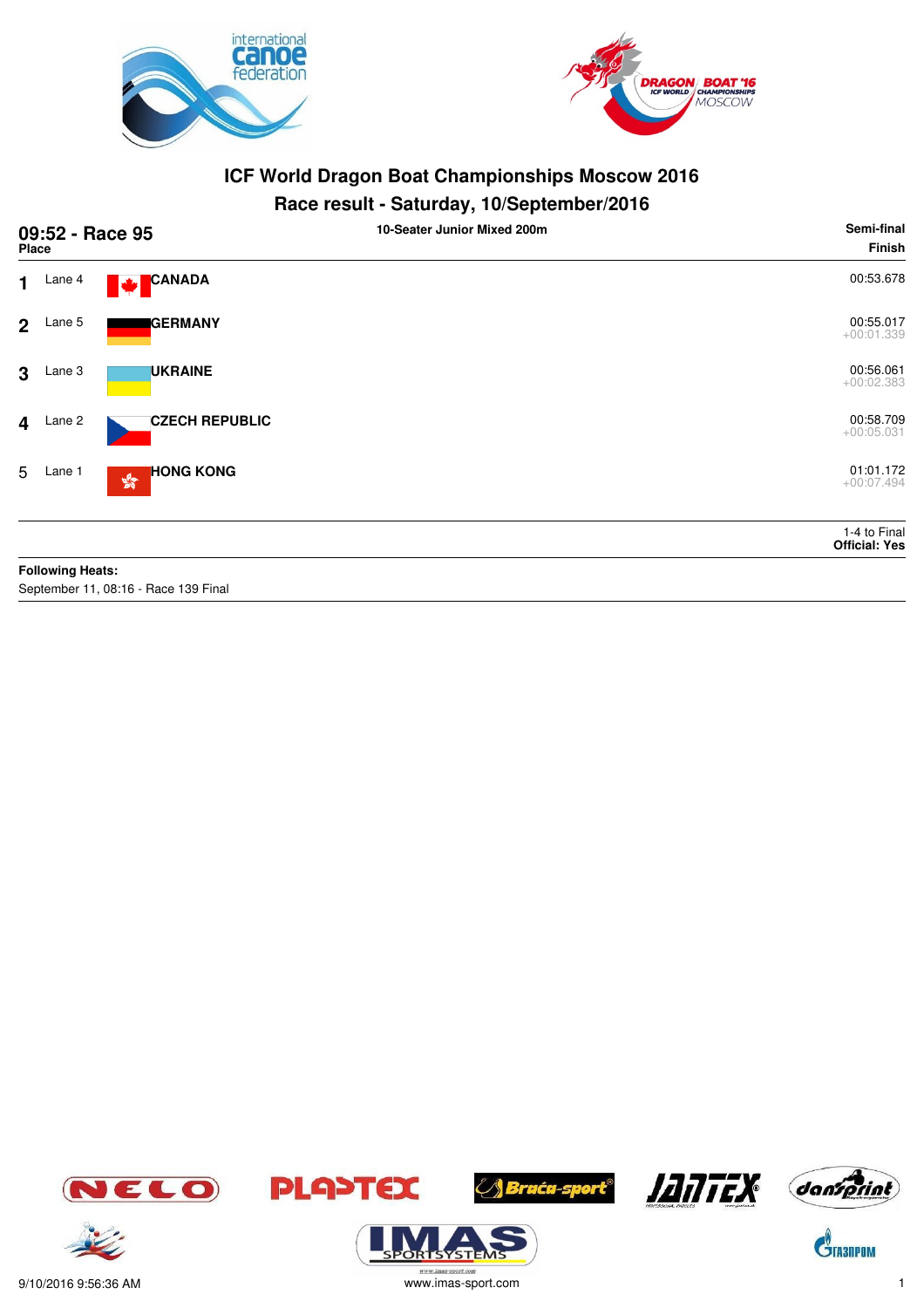# ICF World Dragon Boat Championships Moscow 2016

## Race result - Saturday, 10/September/2016

**09:52 - Race 95** — **10-Seater Junior Mixed 200m** — **Semi-final**

| Place | Lane | Team | Finish |
|---|---|---|---|
| 1 | Lane 4 | **CANADA** | 00:53.678 |
| 2 | Lane 5 | **GERMANY** | 00:55.017<br>+00:01.339 |
| 3 | Lane 3 | **UKRAINE** | 00:56.061<br>+00:02.383 |
| 4 | Lane 2 | **CZECH REPUBLIC** | 00:58.709<br>+00:05.031 |
| 5 | Lane 1 | **HONG KONG** | 01:01.172<br>+00:07.494 |

1-4 to Final
**Official: Yes**

**Following Heats:**
September 11, 08:16 - Race 139 Final

9/10/2016 9:56:36 AM
www.imas-sport.com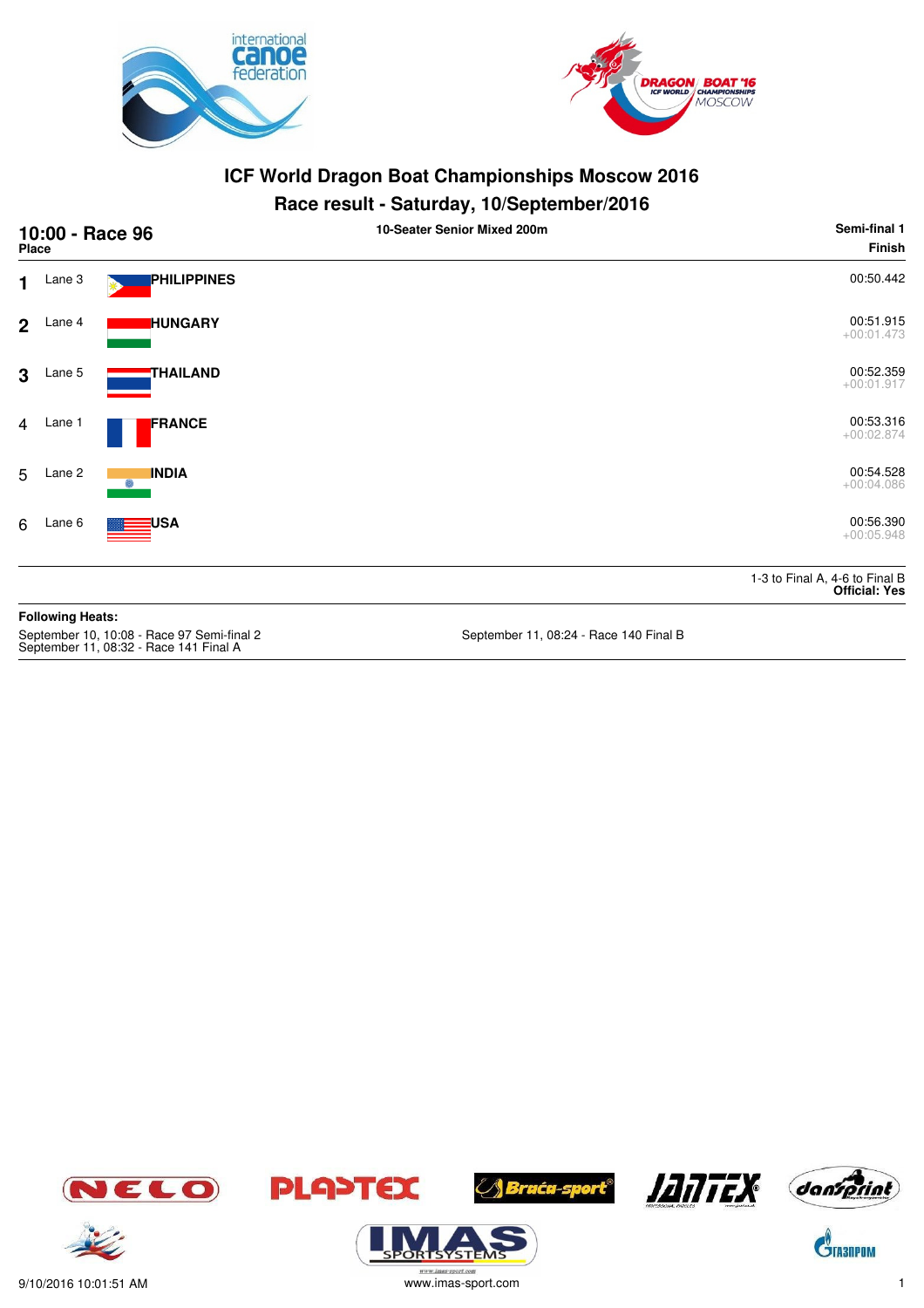# ICF World Dragon Boat Championships Moscow 2016

## Race result - Saturday, 10/September/2016

**10:00 - Race 96** — 10-Seater Senior Mixed 200m — Semi-final 1

| Place | Lane | Country | Finish |
|---|---|---|---|
| 1 | Lane 3 | PHILIPPINES | 00:50.442 |
| 2 | Lane 4 | HUNGARY | 00:51.915 +00:01.473 |
| 3 | Lane 5 | THAILAND | 00:52.359 +00:01.917 |
| 4 | Lane 1 | FRANCE | 00:53.316 +00:02.874 |
| 5 | Lane 2 | INDIA | 00:54.528 +00:04.086 |
| 6 | Lane 6 | USA | 00:56.390 +00:05.948 |

1-3 to Final A, 4-6 to Final B
**Official: Yes**

**Following Heats:**

September 10, 10:08 - Race 97 Semi-final 2
September 11, 08:32 - Race 141 Final A
September 11, 08:24 - Race 140 Final B

9/10/2016 10:01:51 AM
www.imas-sport.com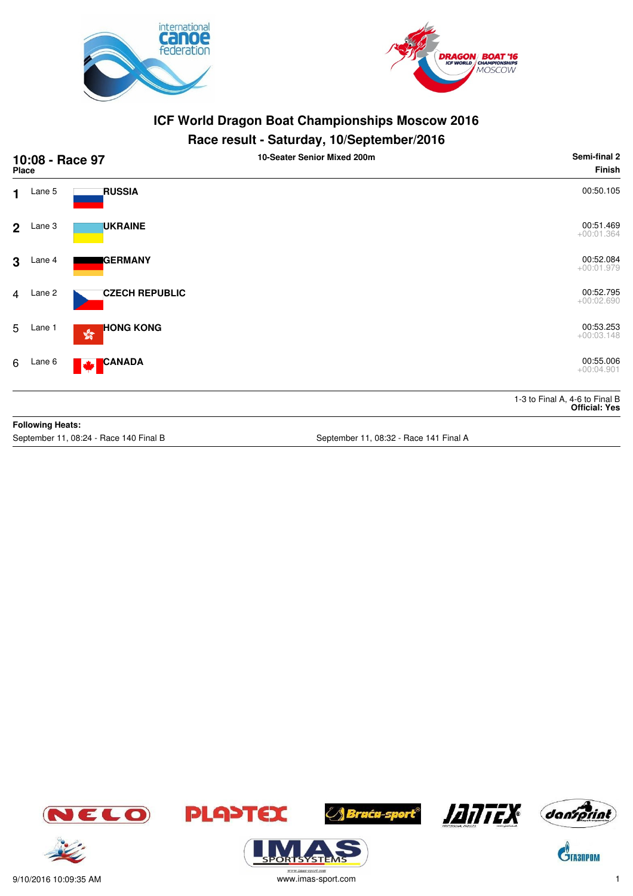# ICF World Dragon Boat Championships Moscow 2016

## Race result - Saturday, 10/September/2016

**10:08 - Race 97** | **10-Seater Senior Mixed 200m** | **Semi-final 2**

| Place | Lane | Country | Finish |
|---|---|---|---|
| 1 | Lane 5 | **RUSSIA** | 00:50.105 |
| 2 | Lane 3 | **UKRAINE** | 00:51.469<br>+00:01.364 |
| 3 | Lane 4 | **GERMANY** | 00:52.084<br>+00:01.979 |
| 4 | Lane 2 | **CZECH REPUBLIC** | 00:52.795<br>+00:02.690 |
| 5 | Lane 1 | **HONG KONG** | 00:53.253<br>+00:03.148 |
| 6 | Lane 6 | **CANADA** | 00:55.006<br>+00:04.901 |

1-3 to Final A, 4-6 to Final B
**Official: Yes**

**Following Heats:**

September 11, 08:24 - Race 140 Final B

September 11, 08:32 - Race 141 Final A

9/10/2016 10:09:35 AM

www.imas-sport.com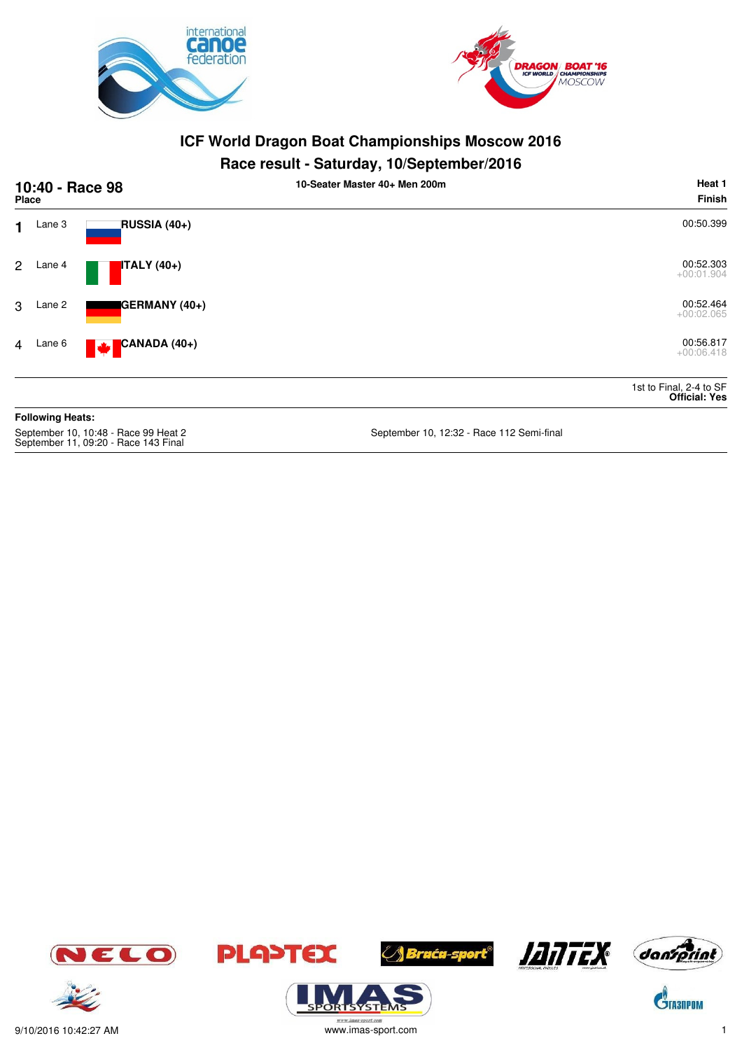# ICF World Dragon Boat Championships Moscow 2016

## Race result - Saturday, 10/September/2016

**10:40 - Race 98** — 10-Seater Master 40+ Men 200m — Heat 1

| Place | Lane | Crew | Finish |
|---|---|---|---|
| 1 | Lane 3 | RUSSIA (40+) | 00:50.399 |
| 2 | Lane 4 | ITALY (40+) | 00:52.303 +00:01.904 |
| 3 | Lane 2 | GERMANY (40+) | 00:52.464 +00:02.065 |
| 4 | Lane 6 | CANADA (40+) | 00:56.817 +00:06.418 |

1st to Final, 2-4 to SF
**Official: Yes**

**Following Heats:**

September 10, 10:48 - Race 99 Heat 2
September 11, 09:20 - Race 143 Final
September 10, 12:32 - Race 112 Semi-final

9/10/2016 10:42:27 AM

www.imas-sport.com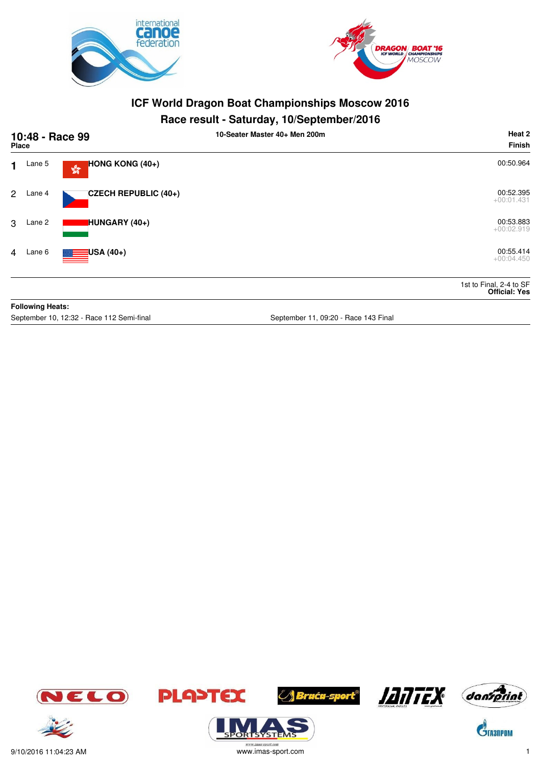# ICF World Dragon Boat Championships Moscow 2016

## Race result - Saturday, 10/September/2016

**10:48 - Race 99** — 10-Seater Master 40+ Men 200m — **Heat 2**

| Place | Lane | Team | Finish |
|---|---|---|---|
| 1 | Lane 5 | **HONG KONG (40+)** | 00:50.964 |
| 2 | Lane 4 | **CZECH REPUBLIC (40+)** | 00:52.395<br>+00:01.431 |
| 3 | Lane 2 | **HUNGARY (40+)** | 00:53.883<br>+00:02.919 |
| 4 | Lane 6 | **USA (40+)** | 00:55.414<br>+00:04.450 |

1st to Final, 2-4 to SF
**Official: Yes**

**Following Heats:**

September 10, 12:32 - Race 112 Semi-final

September 11, 09:20 - Race 143 Final

9/10/2016 11:04:23 AM
www.imas-sport.com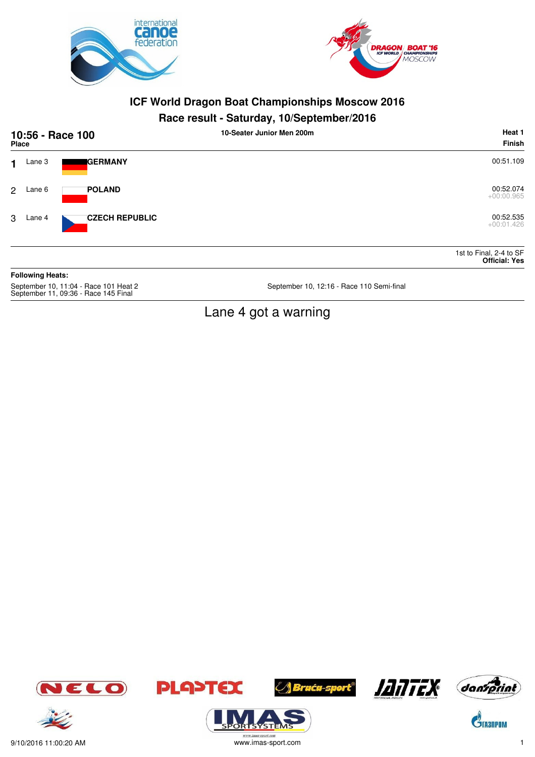# ICF World Dragon Boat Championships Moscow 2016

## Race result - Saturday, 10/September/2016

**10:56 - Race 100** — **10-Seater Junior Men 200m** — **Heat 1**

| Place | Lane | Team | Finish |
|---|---|---|---|
| 1 | Lane 3 | **GERMANY** | 00:51.109 |
| 2 | Lane 6 | **POLAND** | 00:52.074 +00:00.965 |
| 3 | Lane 4 | **CZECH REPUBLIC** | 00:52.535 +00:01.426 |

1st to Final, 2-4 to SF
**Official: Yes**

**Following Heats:**

September 10, 11:04 - Race 101 Heat 2
September 11, 09:36 - Race 145 Final
September 10, 12:16 - Race 110 Semi-final

Lane 4 got a warning

9/10/2016 11:00:20 AM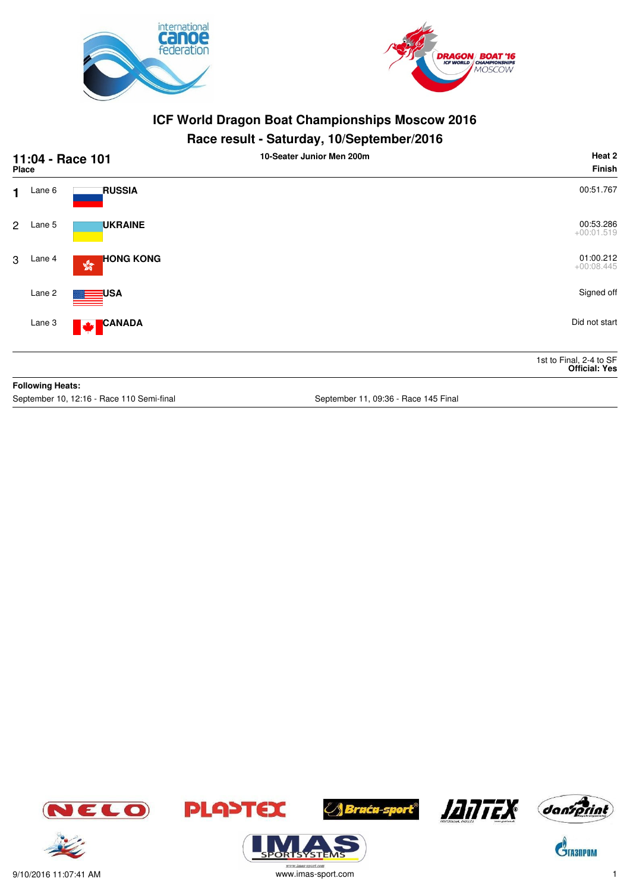# ICF World Dragon Boat Championships Moscow 2016

## Race result - Saturday, 10/September/2016

**11:04 - Race 101** — 10-Seater Junior Men 200m — **Heat 2**

| Place | Lane | Country | Finish |
|---|---|---|---|
| 1 | Lane 6 | **RUSSIA** | 00:51.767 |
| 2 | Lane 5 | **UKRAINE** | 00:53.286 +00:01.519 |
| 3 | Lane 4 | **HONG KONG** | 01:00.212 +00:08.445 |
| | Lane 2 | **USA** | Signed off |
| | Lane 3 | **CANADA** | Did not start |

1st to Final, 2-4 to SF
**Official: Yes**

**Following Heats:**

September 10, 12:16 - Race 110 Semi-final

September 11, 09:36 - Race 145 Final

9/10/2016 11:07:41 AM

www.imas-sport.com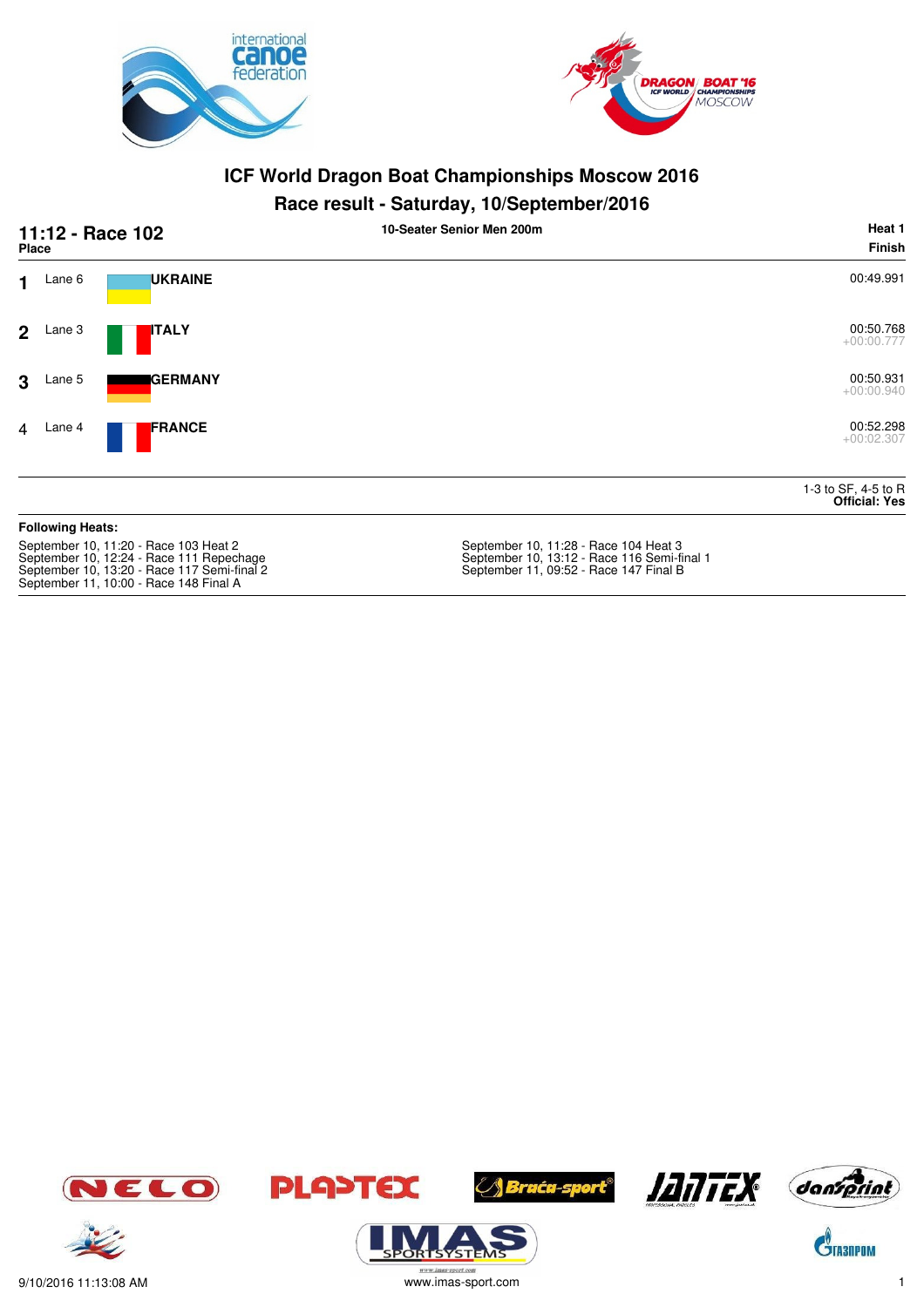# ICF World Dragon Boat Championships Moscow 2016

## Race result - Saturday, 10/September/2016

**11:12 - Race 102** — **10-Seater Senior Men 200m** — **Heat 1**

| Place | Lane | Country | Finish |
|---|---|---|---|
| 1 | Lane 6 | **UKRAINE** | 00:49.991 |
| 2 | Lane 3 | **ITALY** | 00:50.768 +00:00.777 |
| 3 | Lane 5 | **GERMANY** | 00:50.931 +00:00.940 |
| 4 | Lane 4 | **FRANCE** | 00:52.298 +00:02.307 |

1-3 to SF, 4-5 to R
**Official: Yes**

**Following Heats:**

September 10, 11:20 - Race 103 Heat 2
September 10, 11:28 - Race 104 Heat 3
September 10, 12:24 - Race 111 Repechage
September 10, 13:12 - Race 116 Semi-final 1
September 10, 13:20 - Race 117 Semi-final 2
September 11, 09:52 - Race 147 Final B
September 11, 10:00 - Race 148 Final A

9/10/2016 11:13:08 AM
www.imas-sport.com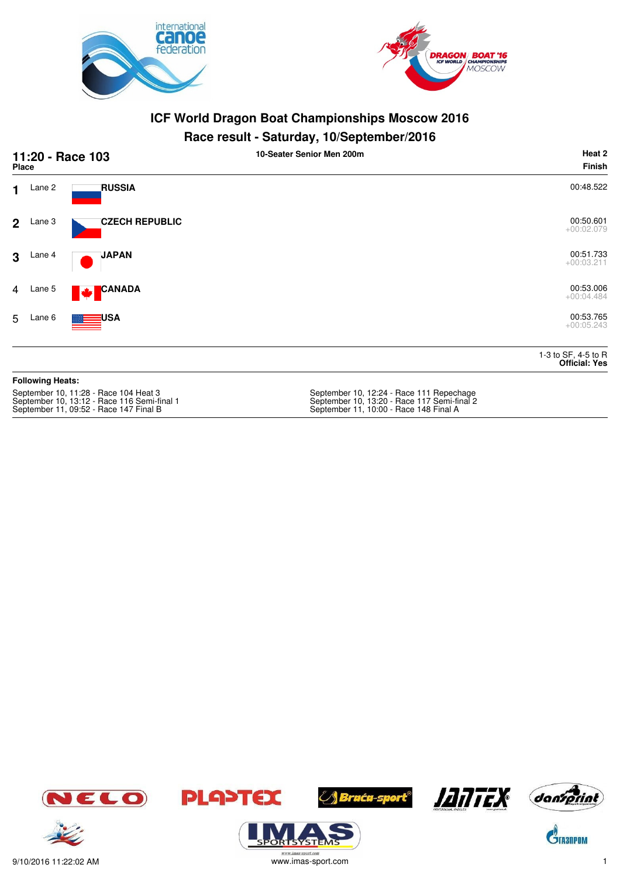# ICF World Dragon Boat Championships Moscow 2016

## Race result - Saturday, 10/September/2016

**11:20 - Race 103** — 10-Seater Senior Men 200m — **Heat 2**

| Place | Lane | Team | Finish |
|---|---|---|---|
| 1 | Lane 2 | **RUSSIA** | 00:48.522 |
| 2 | Lane 3 | **CZECH REPUBLIC** | 00:50.601<br>+00:02.079 |
| 3 | Lane 4 | **JAPAN** | 00:51.733<br>+00:03.211 |
| 4 | Lane 5 | **CANADA** | 00:53.006<br>+00:04.484 |
| 5 | Lane 6 | **USA** | 00:53.765<br>+00:05.243 |

1-3 to SF, 4-5 to R
**Official: Yes**

**Following Heats:**

September 10, 11:28 - Race 104 Heat 3
September 10, 13:12 - Race 116 Semi-final 1
September 11, 09:52 - Race 147 Final B
September 10, 12:24 - Race 111 Repechage
September 10, 13:20 - Race 117 Semi-final 2
September 11, 10:00 - Race 148 Final A

9/10/2016 11:22:02 AM

www.imas-sport.com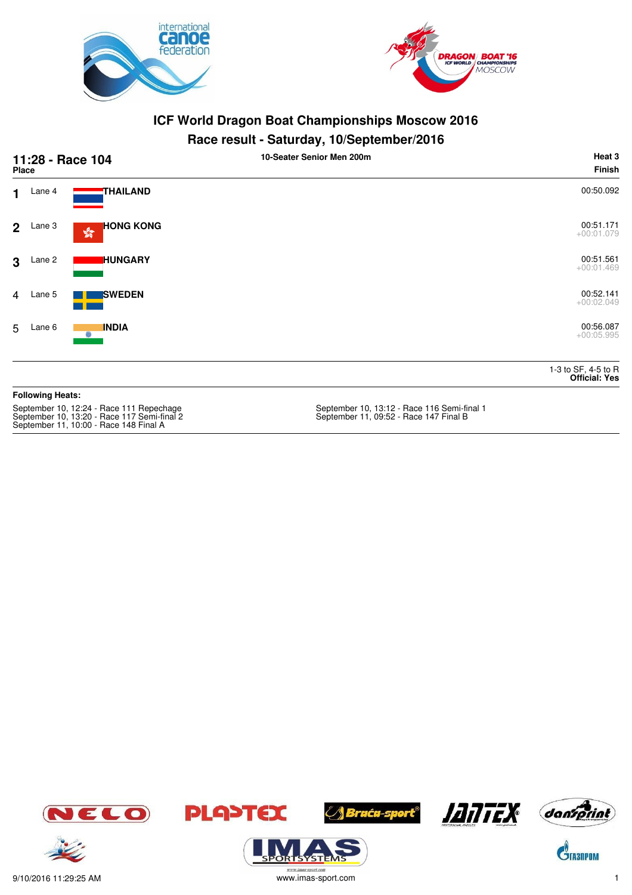# ICF World Dragon Boat Championships Moscow 2016

## Race result - Saturday, 10/September/2016

**11:28 - Race 104** — 10-Seater Senior Men 200m — **Heat 3**

| Place | Lane | Country | Finish |
|---|---|---|---|
| 1 | Lane 4 | **THAILAND** | 00:50.092 |
| 2 | Lane 3 | **HONG KONG** | 00:51.171<br>+00:01.079 |
| 3 | Lane 2 | **HUNGARY** | 00:51.561<br>+00:01.469 |
| 4 | Lane 5 | **SWEDEN** | 00:52.141<br>+00:02.049 |
| 5 | Lane 6 | **INDIA** | 00:56.087<br>+00:05.995 |

1-3 to SF, 4-5 to R
**Official: Yes**

**Following Heats:**

September 10, 12:24 - Race 111 Repechage
September 10, 13:12 - Race 116 Semi-final 1
September 10, 13:20 - Race 117 Semi-final 2
September 11, 09:52 - Race 147 Final B
September 11, 10:00 - Race 148 Final A

9/10/2016 11:29:25 AM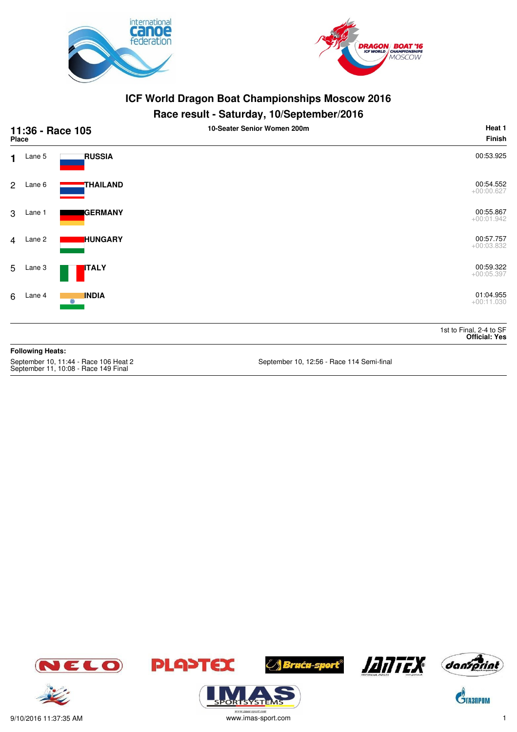# ICF World Dragon Boat Championships Moscow 2016

## Race result - Saturday, 10/September/2016

**11:36 - Race 105** — 10-Seater Senior Women 200m — **Heat 1**

| Place | Lane | Country | Finish |
|---|---|---|---|
| 1 | Lane 5 | **RUSSIA** | 00:53.925 |
| 2 | Lane 6 | **THAILAND** | 00:54.552 +00:00.627 |
| 3 | Lane 1 | **GERMANY** | 00:55.867 +00:01.942 |
| 4 | Lane 2 | **HUNGARY** | 00:57.757 +00:03.832 |
| 5 | Lane 3 | **ITALY** | 00:59.322 +00:05.397 |
| 6 | Lane 4 | **INDIA** | 01:04.955 +00:11.030 |

1st to Final, 2-4 to SF
**Official: Yes**

**Following Heats:**

September 10, 11:44 - Race 106 Heat 2
September 11, 10:08 - Race 149 Final
September 10, 12:56 - Race 114 Semi-final

9/10/2016 11:37:35 AM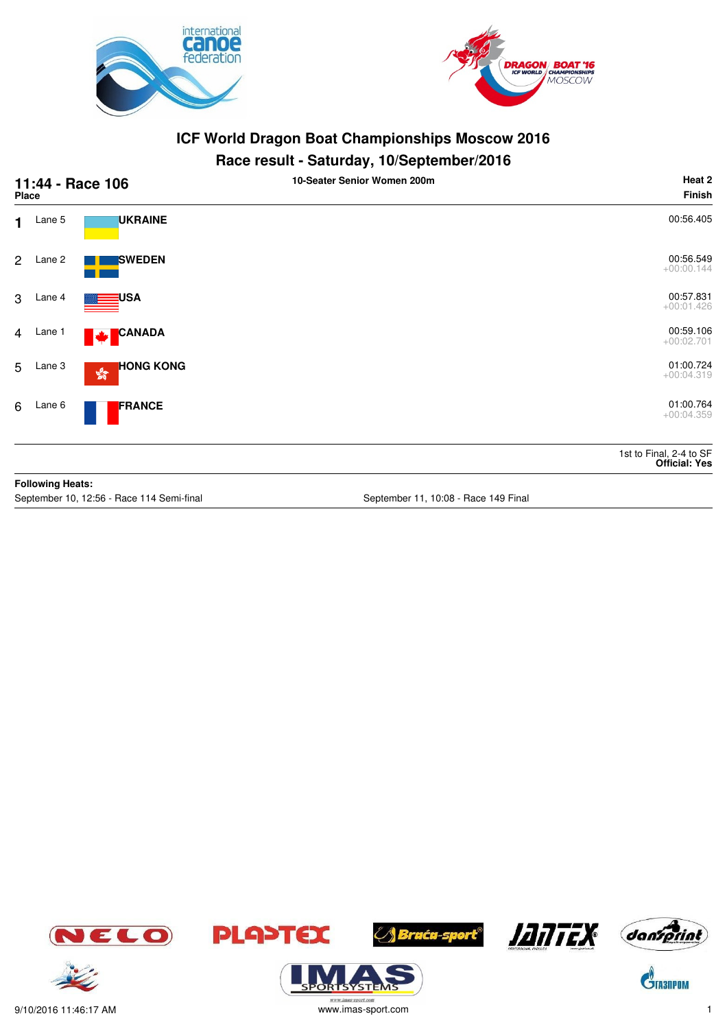# ICF World Dragon Boat Championships Moscow 2016

## Race result - Saturday, 10/September/2016

**11:44 - Race 106** — **10-Seater Senior Women 200m** — **Heat 2**

| Place | Lane | Country | Finish |
|---|---|---|---|
| 1 | Lane 5 | **UKRAINE** | 00:56.405 |
| 2 | Lane 2 | **SWEDEN** | 00:56.549 +00:00.144 |
| 3 | Lane 4 | **USA** | 00:57.831 +00:01.426 |
| 4 | Lane 1 | **CANADA** | 00:59.106 +00:02.701 |
| 5 | Lane 3 | **HONG KONG** | 01:00.724 +00:04.319 |
| 6 | Lane 6 | **FRANCE** | 01:00.764 +00:04.359 |

1st to Final, 2-4 to SF
**Official: Yes**

**Following Heats:**

September 10, 12:56 - Race 114 Semi-final

September 11, 10:08 - Race 149 Final

9/10/2016 11:46:17 AM

www.imas-sport.com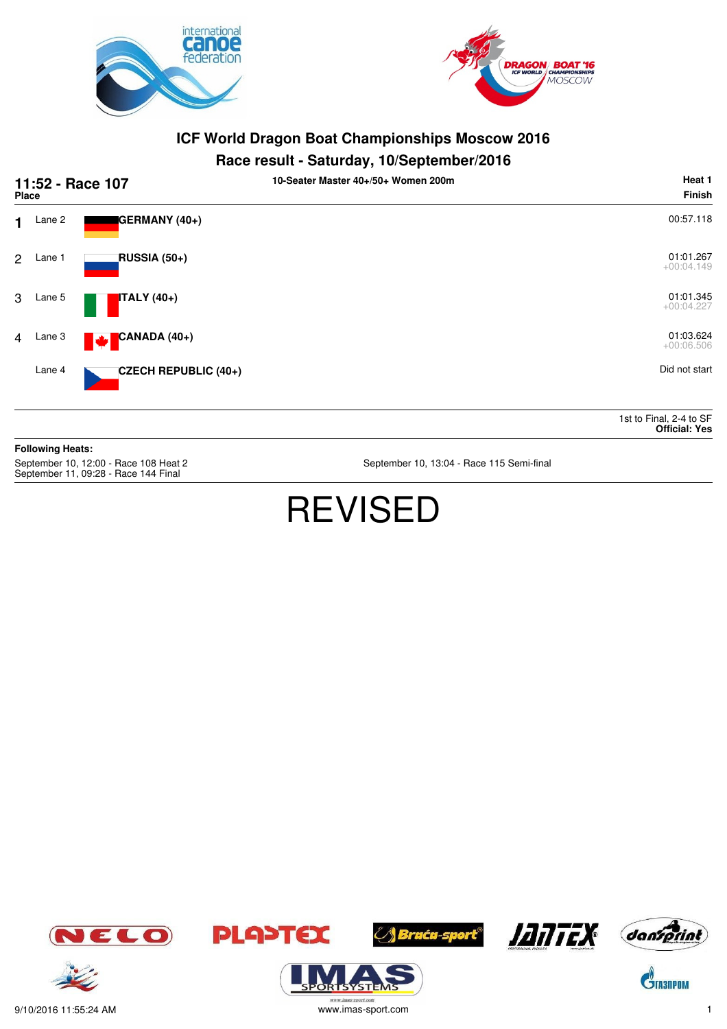# ICF World Dragon Boat Championships Moscow 2016

## Race result - Saturday, 10/September/2016

**11:52 - Race 107** — **10-Seater Master 40+/50+ Women 200m** — **Heat 1**

| Place | Lane | Crew | Finish |
|---|---|---|---|
| 1 | Lane 2 | GERMANY (40+) | 00:57.118 |
| 2 | Lane 1 | RUSSIA (50+) | 01:01.267 +00:04.149 |
| 3 | Lane 5 | ITALY (40+) | 01:01.345 +00:04.227 |
| 4 | Lane 3 | CANADA (40+) | 01:03.624 +00:06.506 |
| | Lane 4 | CZECH REPUBLIC (40+) | Did not start |

1st to Final, 2-4 to SF
**Official: Yes**

**Following Heats:**

September 10, 12:00 - Race 108 Heat 2
September 11, 09:28 - Race 144 Final
September 10, 13:04 - Race 115 Semi-final

# REVISED

9/10/2016 11:55:24 AM
www.imas-sport.com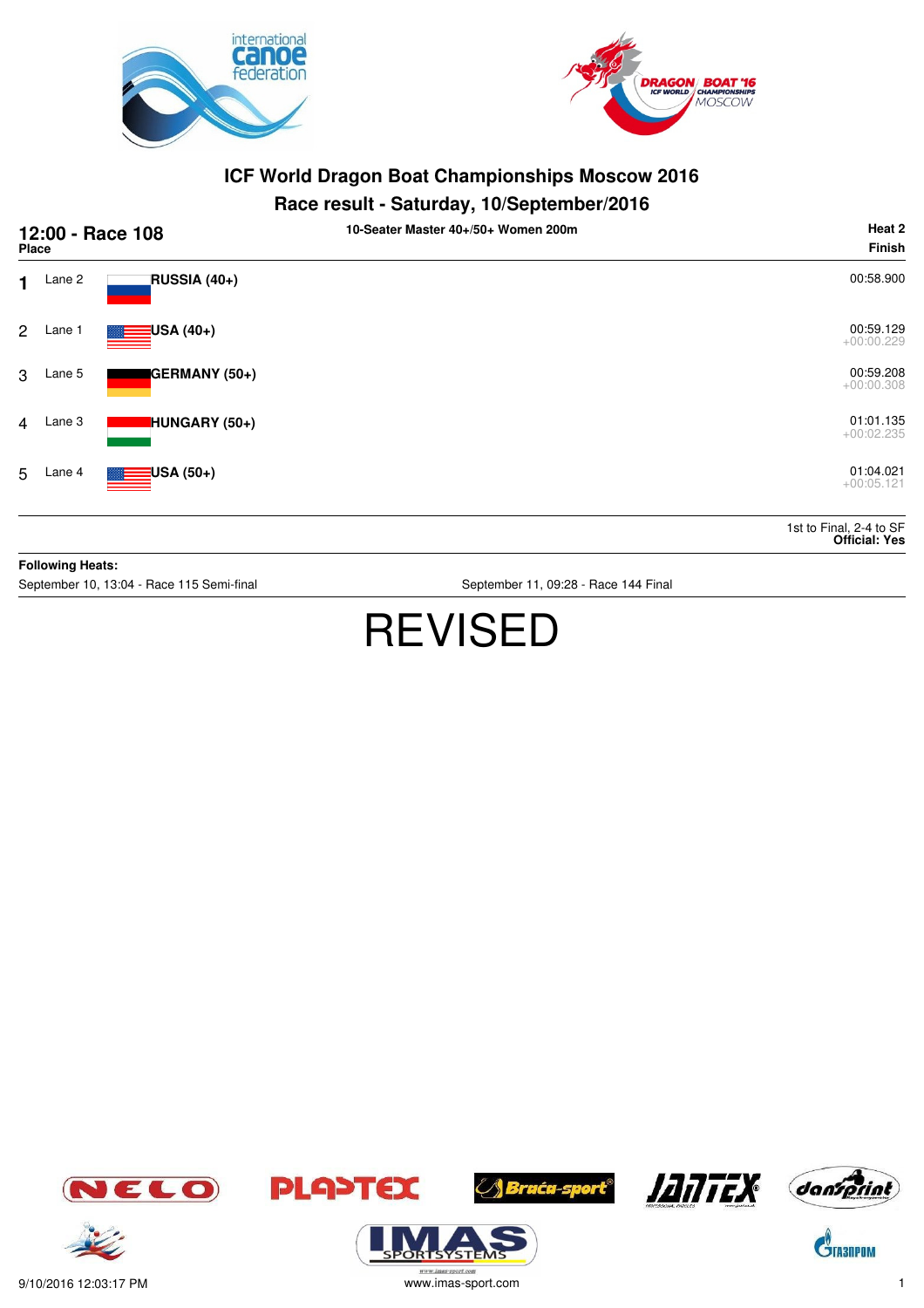# ICF World Dragon Boat Championships Moscow 2016

## Race result - Saturday, 10/September/2016

**12:00 - Race 108** — **10-Seater Master 40+/50+ Women 200m** — **Heat 2**

| Place | Lane | Crew | Finish |
|---|---|---|---|
| 1 | Lane 2 | **RUSSIA (40+)** | 00:58.900 |
| 2 | Lane 1 | **USA (40+)** | 00:59.129 +00:00.229 |
| 3 | Lane 5 | **GERMANY (50+)** | 00:59.208 +00:00.308 |
| 4 | Lane 3 | **HUNGARY (50+)** | 01:01.135 +00:02.235 |
| 5 | Lane 4 | **USA (50+)** | 01:04.021 +00:05.121 |

1st to Final, 2-4 to SF
**Official: Yes**

**Following Heats:**

September 10, 13:04 - Race 115 Semi-final

September 11, 09:28 - Race 144 Final

# REVISED

9/10/2016 12:03:17 PM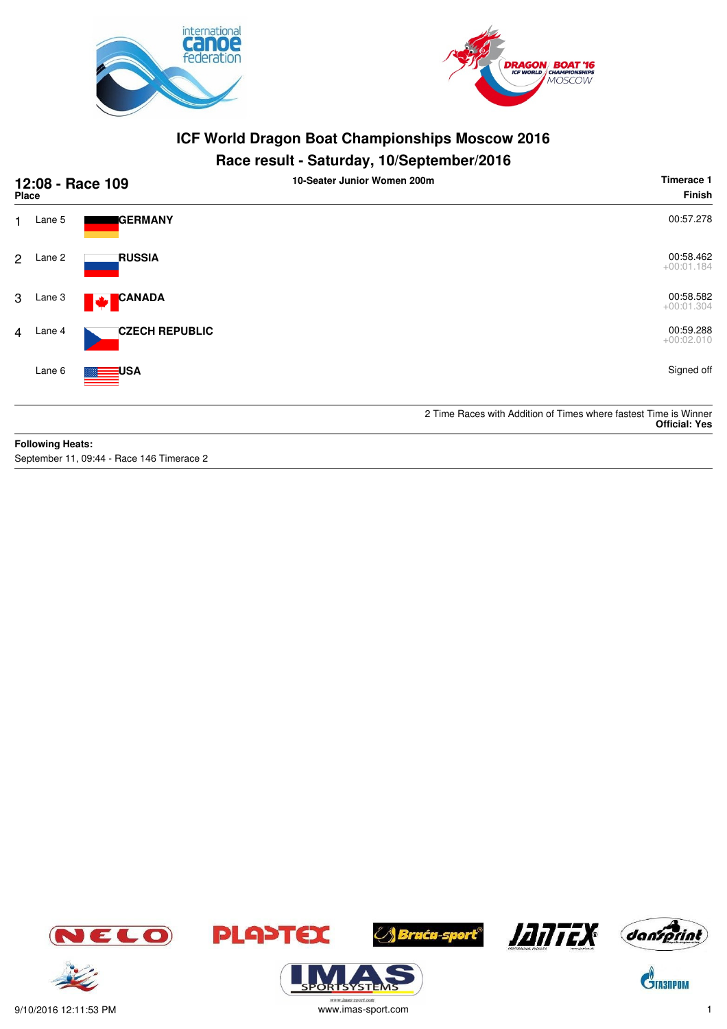# ICF World Dragon Boat Championships Moscow 2016

## Race result - Saturday, 10/September/2016

**12:08 - Race 109** | **10-Seater Junior Women 200m** | **Timerace 1**

| Place | Lane | Team | Finish |
|---|---|---|---|
| 1 | Lane 5 | **GERMANY** | 00:57.278 |
| 2 | Lane 2 | **RUSSIA** | 00:58.462 +00:01.184 |
| 3 | Lane 3 | **CANADA** | 00:58.582 +00:01.304 |
| 4 | Lane 4 | **CZECH REPUBLIC** | 00:59.288 +00:02.010 |
| | Lane 6 | **USA** | Signed off |

2 Time Races with Addition of Times where fastest Time is Winner
**Official: Yes**

**Following Heats:**
September 11, 09:44 - Race 146 Timerace 2

9/10/2016 12:11:53 PM
www.imas-sport.com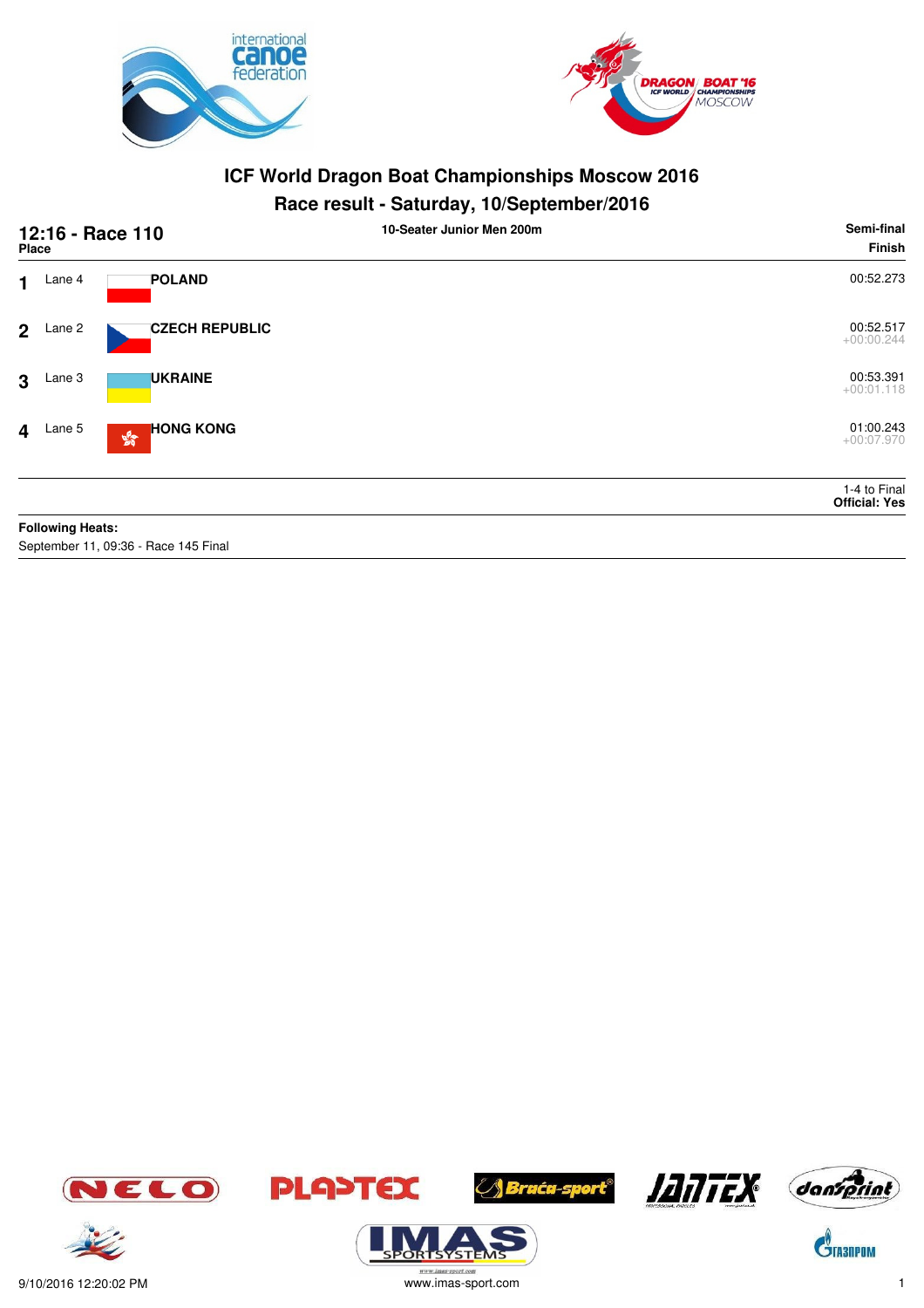# ICF World Dragon Boat Championships Moscow 2016

## Race result - Saturday, 10/September/2016

**12:16 - Race 110** — **10-Seater Junior Men 200m** — **Semi-final**

| Place | Lane | Team | Finish |
|---|---|---|---|
| 1 | Lane 4 | **POLAND** | 00:52.273 |
| 2 | Lane 2 | **CZECH REPUBLIC** | 00:52.517 +00:00.244 |
| 3 | Lane 3 | **UKRAINE** | 00:53.391 +00:01.118 |
| 4 | Lane 5 | **HONG KONG** | 01:00.243 +00:07.970 |

1-4 to Final
**Official: Yes**

**Following Heats:**
September 11, 09:36 - Race 145 Final

9/10/2016 12:20:02 PM
www.imas-sport.com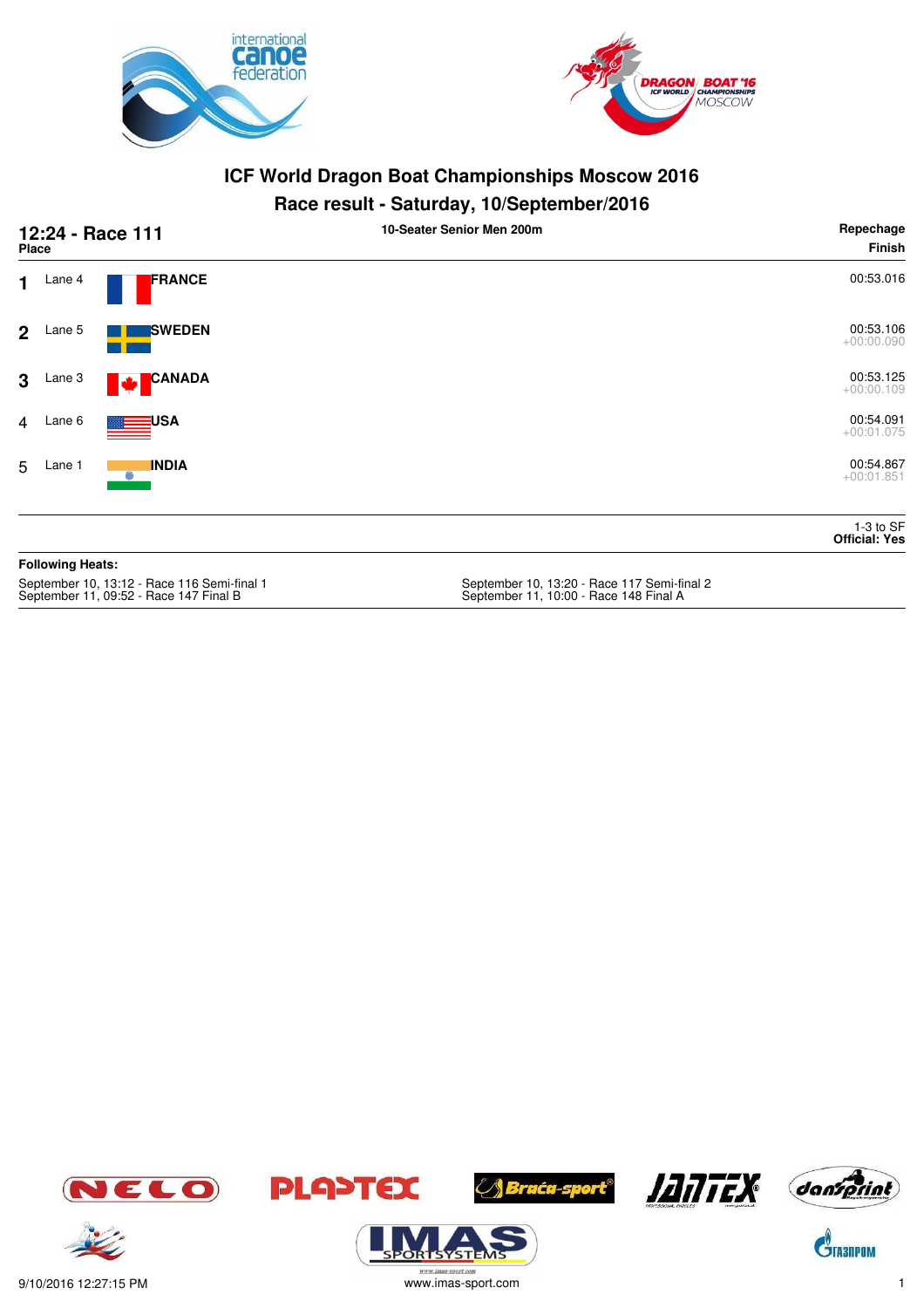# ICF World Dragon Boat Championships Moscow 2016

## Race result - Saturday, 10/September/2016

**12:24 - Race 111** — 10-Seater Senior Men 200m — Repechage

| Place | Lane | Country | Finish |
|---|---|---|---|
| 1 | Lane 4 | FRANCE | 00:53.016 |
| 2 | Lane 5 | SWEDEN | 00:53.106<br>+00:00.090 |
| 3 | Lane 3 | CANADA | 00:53.125<br>+00:00.109 |
| 4 | Lane 6 | USA | 00:54.091<br>+00:01.075 |
| 5 | Lane 1 | INDIA | 00:54.867<br>+00:01.851 |

1-3 to SF
**Official: Yes**

**Following Heats:**

September 10, 13:12 - Race 116 Semi-final 1
September 11, 09:52 - Race 147 Final B
September 10, 13:20 - Race 117 Semi-final 2
September 11, 10:00 - Race 148 Final A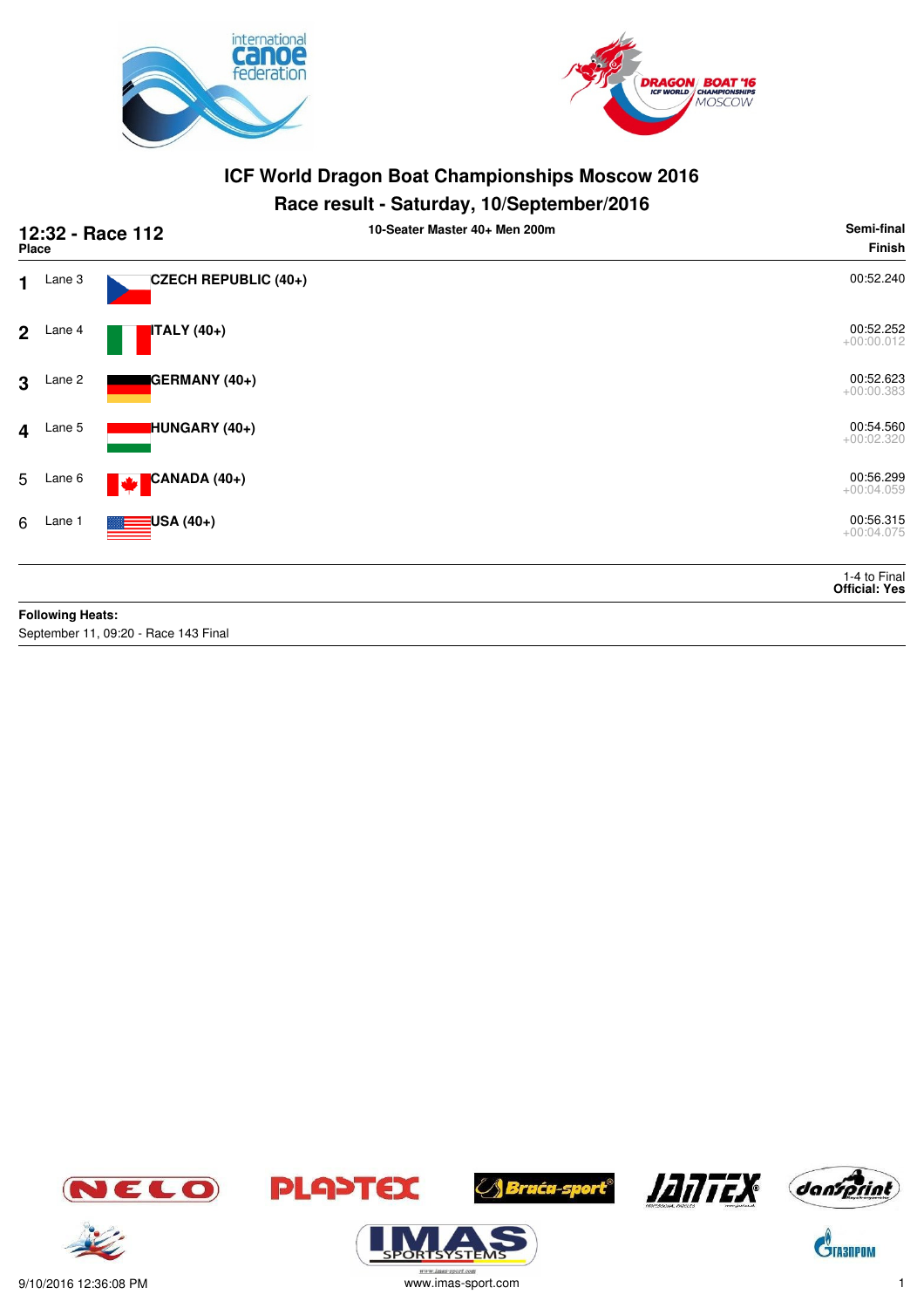# ICF World Dragon Boat Championships Moscow 2016

## Race result - Saturday, 10/September/2016

**12:32 - Race 112** — 10-Seater Master 40+ Men 200m — Semi-final

| Place | Lane | Crew | Finish |
|---|---|---|---|
| 1 | Lane 3 | CZECH REPUBLIC (40+) | 00:52.240 |
| 2 | Lane 4 | ITALY (40+) | 00:52.252 +00:00.012 |
| 3 | Lane 2 | GERMANY (40+) | 00:52.623 +00:00.383 |
| 4 | Lane 5 | HUNGARY (40+) | 00:54.560 +00:02.320 |
| 5 | Lane 6 | CANADA (40+) | 00:56.299 +00:04.059 |
| 6 | Lane 1 | USA (40+) | 00:56.315 +00:04.075 |

1-4 to Final
**Official: Yes**

**Following Heats:**
September 11, 09:20 - Race 143 Final

9/10/2016 12:36:08 PM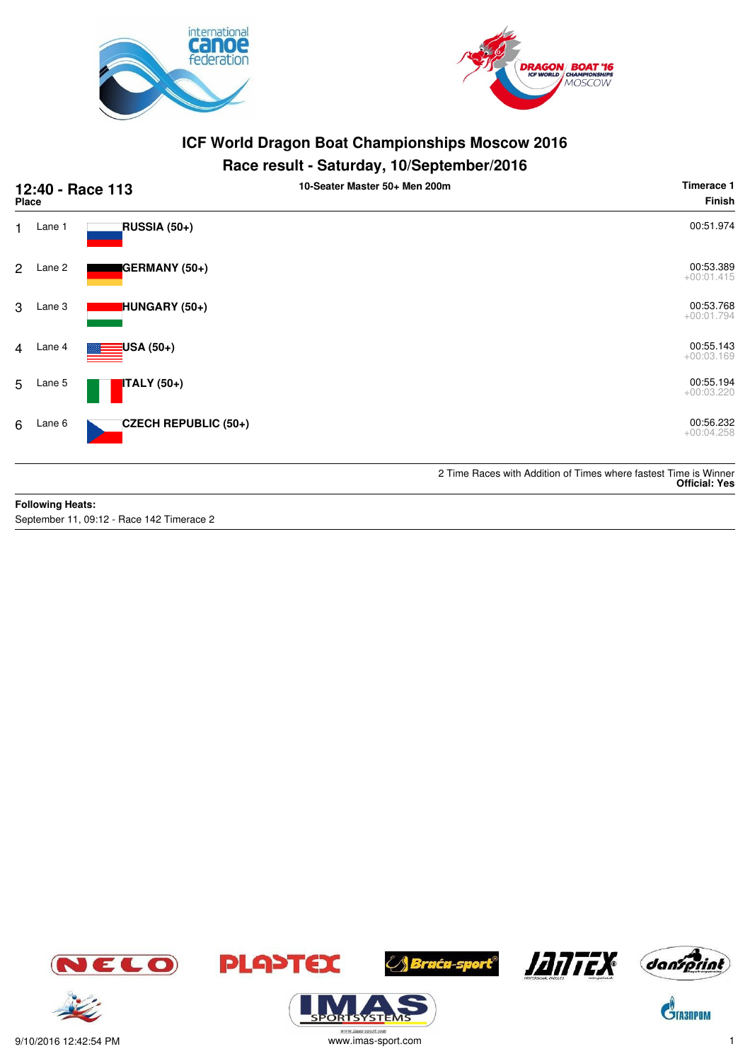# ICF World Dragon Boat Championships Moscow 2016

## Race result - Saturday, 10/September/2016

**12:40 - Race 113** — **10-Seater Master 50+ Men 200m** — **Timerace 1**

| Place | Lane | Crew | Finish |
|---|---|---|---|
| 1 | Lane 1 | **RUSSIA (50+)** | 00:51.974 |
| 2 | Lane 2 | **GERMANY (50+)** | 00:53.389<br>+00:01.415 |
| 3 | Lane 3 | **HUNGARY (50+)** | 00:53.768<br>+00:01.794 |
| 4 | Lane 4 | **USA (50+)** | 00:55.143<br>+00:03.169 |
| 5 | Lane 5 | **ITALY (50+)** | 00:55.194<br>+00:03.220 |
| 6 | Lane 6 | **CZECH REPUBLIC (50+)** | 00:56.232<br>+00:04.258 |

2 Time Races with Addition of Times where fastest Time is Winner
**Official: Yes**

**Following Heats:**
September 11, 09:12 - Race 142 Timerace 2

9/10/2016 12:42:54 PM
www.imas-sport.com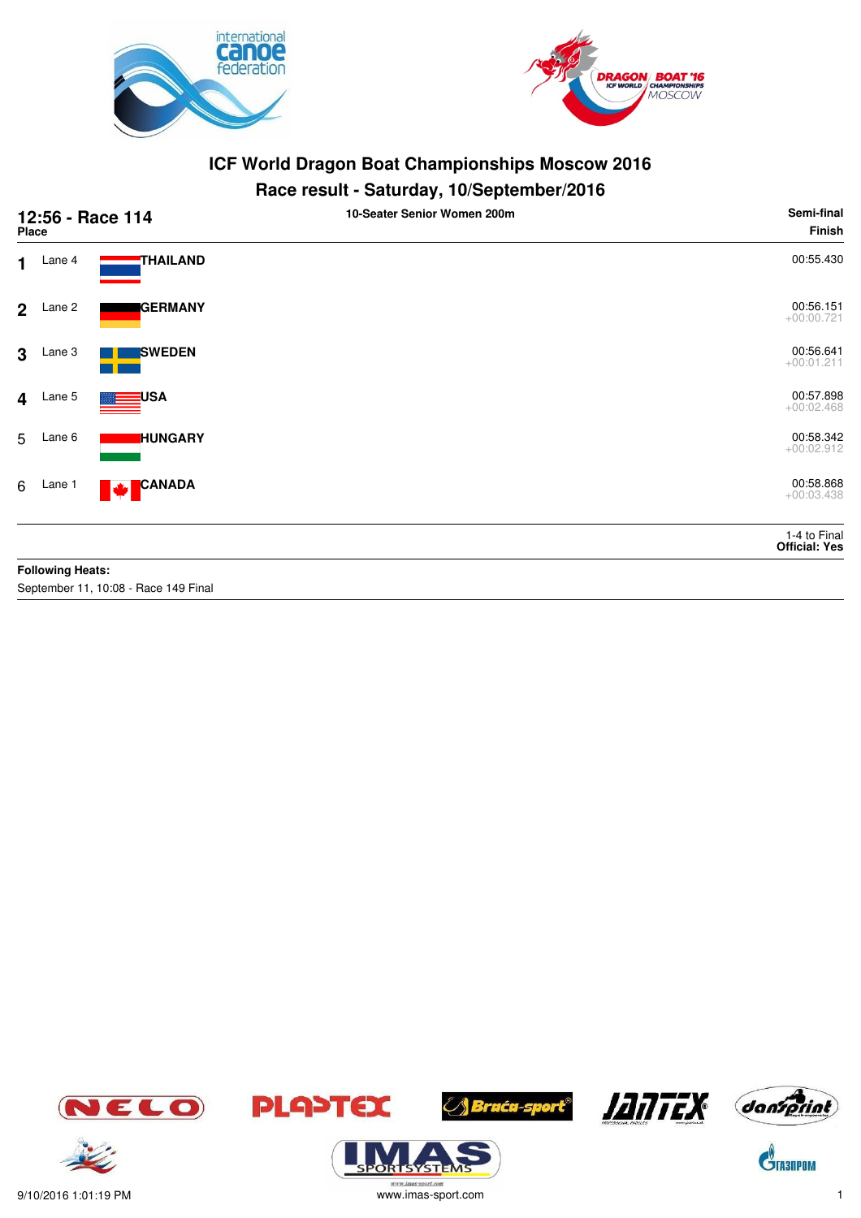# ICF World Dragon Boat Championships Moscow 2016

## Race result - Saturday, 10/September/2016

**12:56 - Race 114** | **10-Seater Senior Women 200m** | **Semi-final**

| Place | Lane | Country | Finish |
|---|---|---|---|
| 1 | Lane 4 | THAILAND | 00:55.430 |
| 2 | Lane 2 | GERMANY | 00:56.151 +00:00.721 |
| 3 | Lane 3 | SWEDEN | 00:56.641 +00:01.211 |
| 4 | Lane 5 | USA | 00:57.898 +00:02.468 |
| 5 | Lane 6 | HUNGARY | 00:58.342 +00:02.912 |
| 6 | Lane 1 | CANADA | 00:58.868 +00:03.438 |

1-4 to Final
**Official: Yes**

**Following Heats:**
September 11, 10:08 - Race 149 Final

9/10/2016 1:01:19 PM
www.imas-sport.com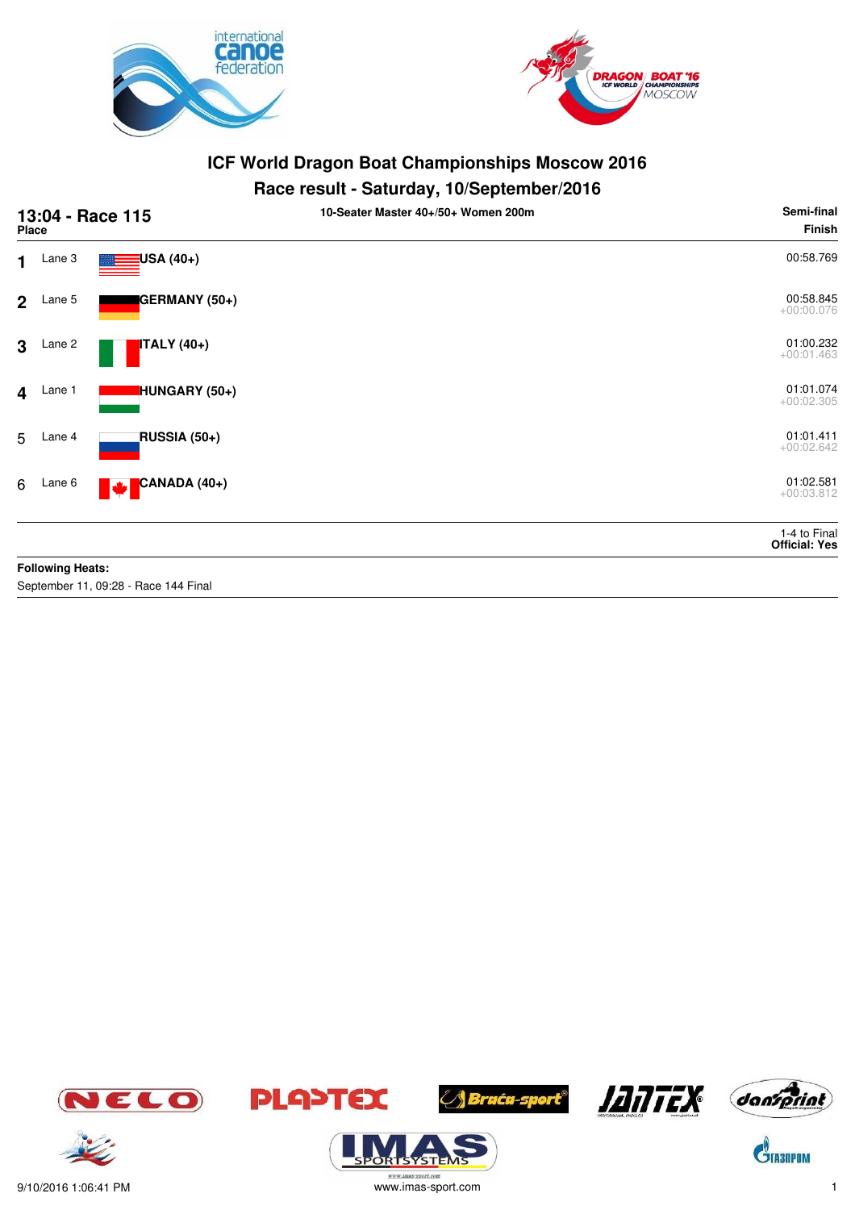# ICF World Dragon Boat Championships Moscow 2016

## Race result - Saturday, 10/September/2016

**13:04 - Race 115** — 10-Seater Master 40+/50+ Women 200m — Semi-final

| Place | Lane | Team | Finish |
|---|---|---|---|
| 1 | Lane 3 | USA (40+) | 00:58.769 |
| 2 | Lane 5 | GERMANY (50+) | 00:58.845 +00:00.076 |
| 3 | Lane 2 | ITALY (40+) | 01:00.232 +00:01.463 |
| 4 | Lane 1 | HUNGARY (50+) | 01:01.074 +00:02.305 |
| 5 | Lane 4 | RUSSIA (50+) | 01:01.411 +00:02.642 |
| 6 | Lane 6 | CANADA (40+) | 01:02.581 +00:03.812 |

1-4 to Final
**Official: Yes**

**Following Heats:**
September 11, 09:28 - Race 144 Final

9/10/2016 1:06:41 PM
www.imas-sport.com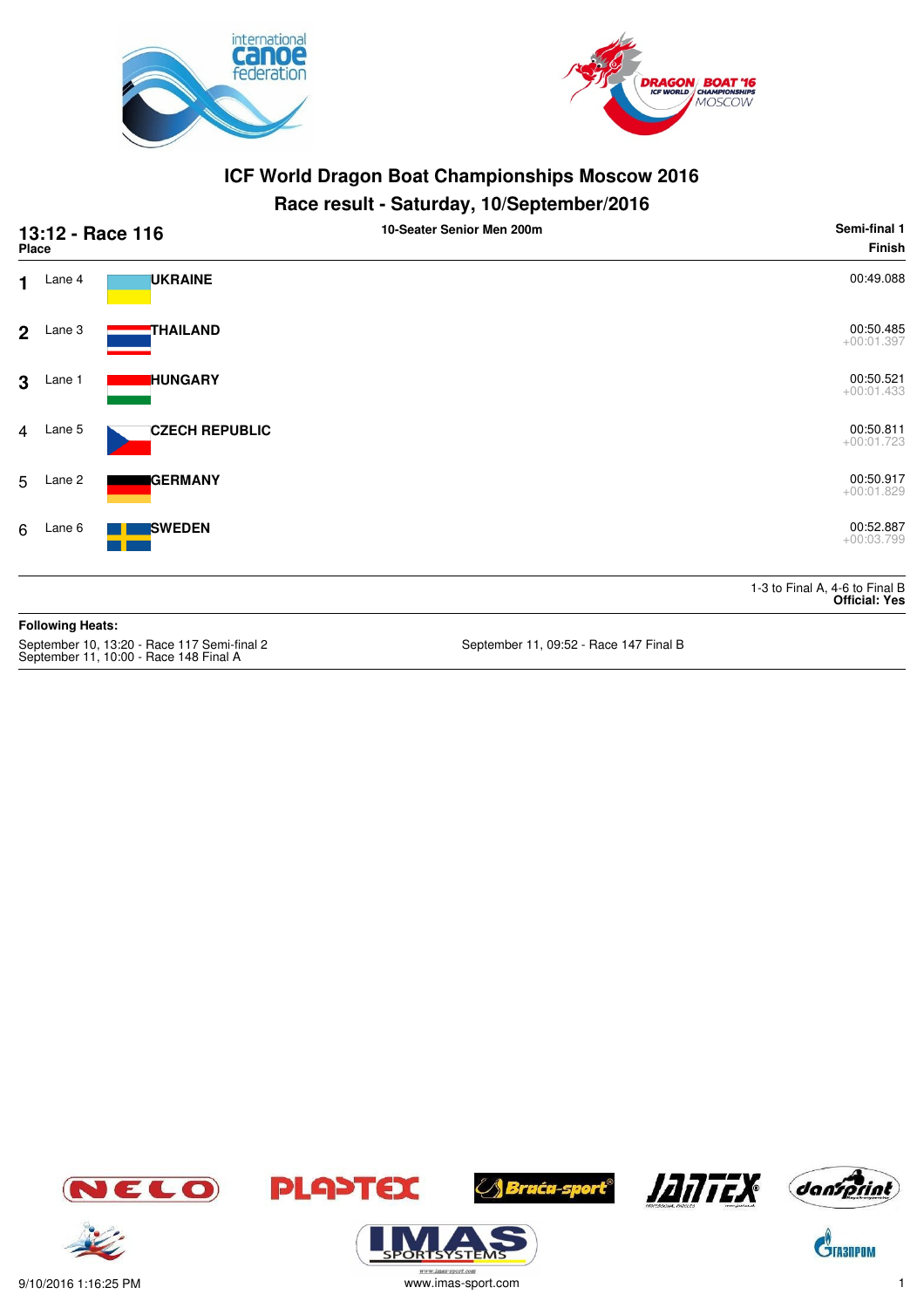# ICF World Dragon Boat Championships Moscow 2016

## Race result - Saturday, 10/September/2016

**13:12 - Race 116** — **10-Seater Senior Men 200m** — **Semi-final 1**

| Place | Lane | Country | Finish |
|---|---|---|---|
| 1 | Lane 4 | UKRAINE | 00:49.088 |
| 2 | Lane 3 | THAILAND | 00:50.485 +00:01.397 |
| 3 | Lane 1 | HUNGARY | 00:50.521 +00:01.433 |
| 4 | Lane 5 | CZECH REPUBLIC | 00:50.811 +00:01.723 |
| 5 | Lane 2 | GERMANY | 00:50.917 +00:01.829 |
| 6 | Lane 6 | SWEDEN | 00:52.887 +00:03.799 |

1-3 to Final A, 4-6 to Final B
**Official: Yes**

**Following Heats:**

September 10, 13:20 - Race 117 Semi-final 2
September 11, 10:00 - Race 148 Final A
September 11, 09:52 - Race 147 Final B

9/10/2016 1:16:25 PM
www.imas-sport.com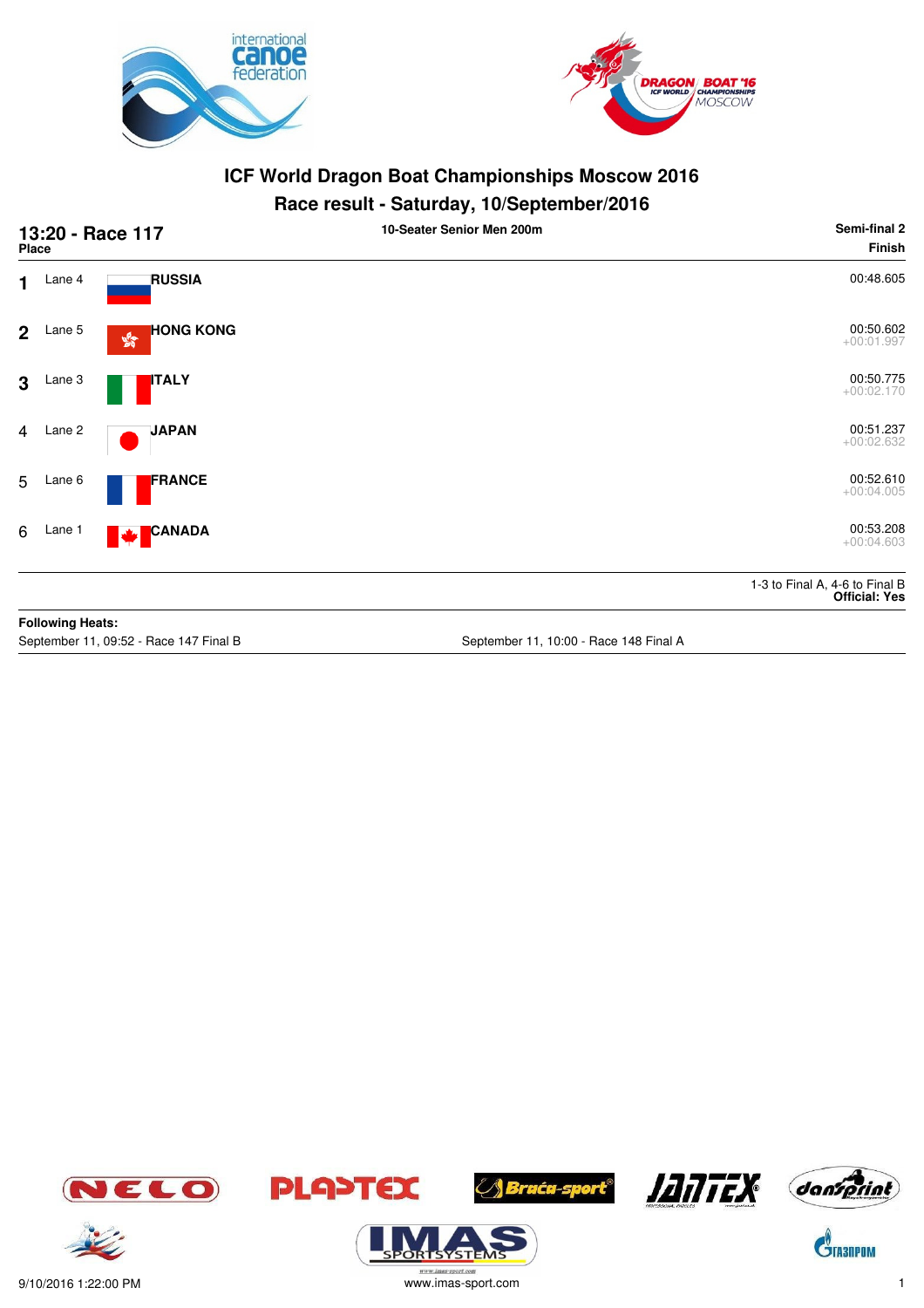# ICF World Dragon Boat Championships Moscow 2016

## Race result - Saturday, 10/September/2016

**13:20 - Race 117** | **10-Seater Senior Men 200m** | **Semi-final 2**

| Place | Lane | Country | Finish |
|---|---|---|---|
| **1** | Lane 4 | **RUSSIA** | 00:48.605 |
| **2** | Lane 5 | **HONG KONG** | 00:50.602 +00:01.997 |
| **3** | Lane 3 | **ITALY** | 00:50.775 +00:02.170 |
| 4 | Lane 2 | **JAPAN** | 00:51.237 +00:02.632 |
| 5 | Lane 6 | **FRANCE** | 00:52.610 +00:04.005 |
| 6 | Lane 1 | **CANADA** | 00:53.208 +00:04.603 |

1-3 to Final A, 4-6 to Final B
**Official: Yes**

**Following Heats:**

September 11, 09:52 - Race 147 Final B

September 11, 10:00 - Race 148 Final A

9/10/2016 1:22:00 PM

www.imas-sport.com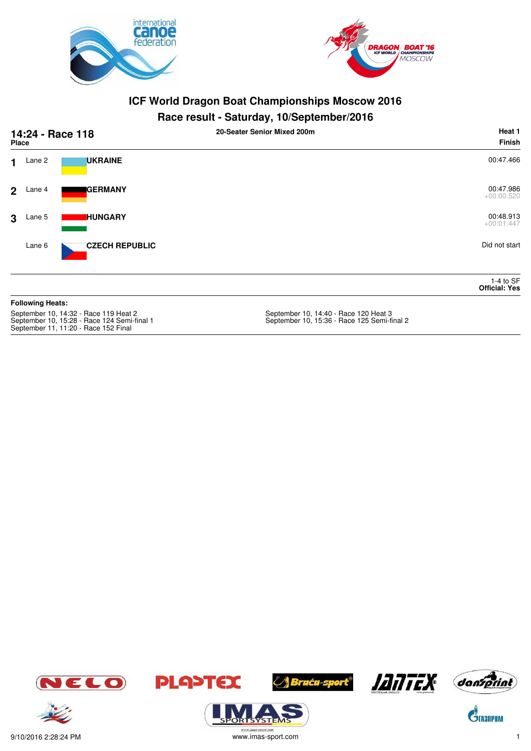# ICF World Dragon Boat Championships Moscow 2016

## Race result - Saturday, 10/September/2016

**14:24 - Race 118** — **20-Seater Senior Mixed 200m** — **Heat 1**

| Place | Lane | Country | Finish |
|---|---|---|---|
| 1 | Lane 2 | **UKRAINE** | 00:47.466 |
| 2 | Lane 4 | **GERMANY** | 00:47.986 +00:00.520 |
| 3 | Lane 5 | **HUNGARY** | 00:48.913 +00:01.447 |
| | Lane 6 | **CZECH REPUBLIC** | Did not start |

1-4 to SF
**Official: Yes**

**Following Heats:**

September 10, 14:32 - Race 119 Heat 2
September 10, 15:28 - Race 124 Semi-final 1
September 11, 11:20 - Race 152 Final
September 10, 14:40 - Race 120 Heat 3
September 10, 15:36 - Race 125 Semi-final 2

9/10/2016 2:28:24 PM
www.imas-sport.com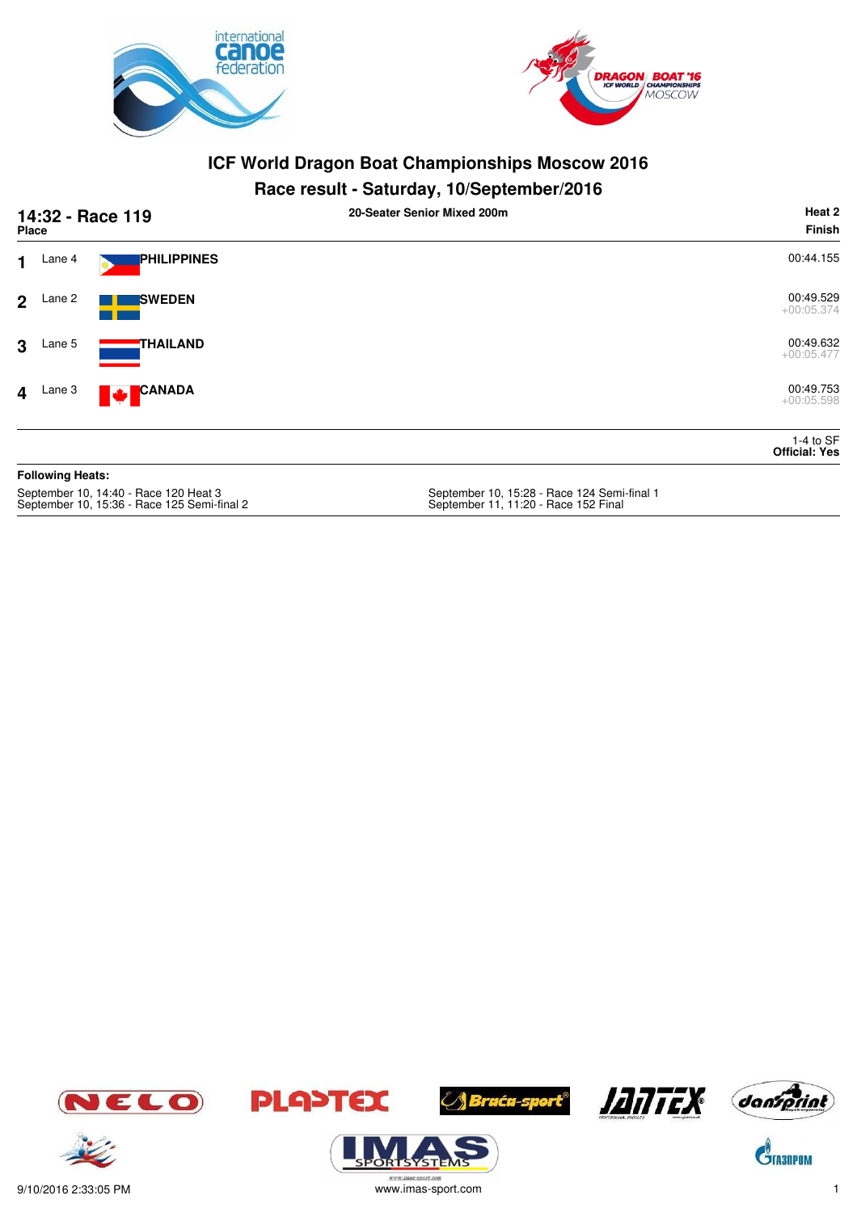# ICF World Dragon Boat Championships Moscow 2016

## Race result - Saturday, 10/September/2016

**14:32 - Race 119** | **20-Seater Senior Mixed 200m** | **Heat 2**

| Place | Lane | Country | Finish |
|---|---|---|---|
| 1 | Lane 4 | PHILIPPINES | 00:44.155 |
| 2 | Lane 2 | SWEDEN | 00:49.529 +00:05.374 |
| 3 | Lane 5 | THAILAND | 00:49.632 +00:05.477 |
| 4 | Lane 3 | CANADA | 00:49.753 +00:05.598 |

1-4 to SF
**Official: Yes**

**Following Heats:**

September 10, 14:40 - Race 120 Heat 3
September 10, 15:36 - Race 125 Semi-final 2
September 10, 15:28 - Race 124 Semi-final 1
September 11, 11:20 - Race 152 Final

9/10/2016 2:33:05 PM
www.imas-sport.com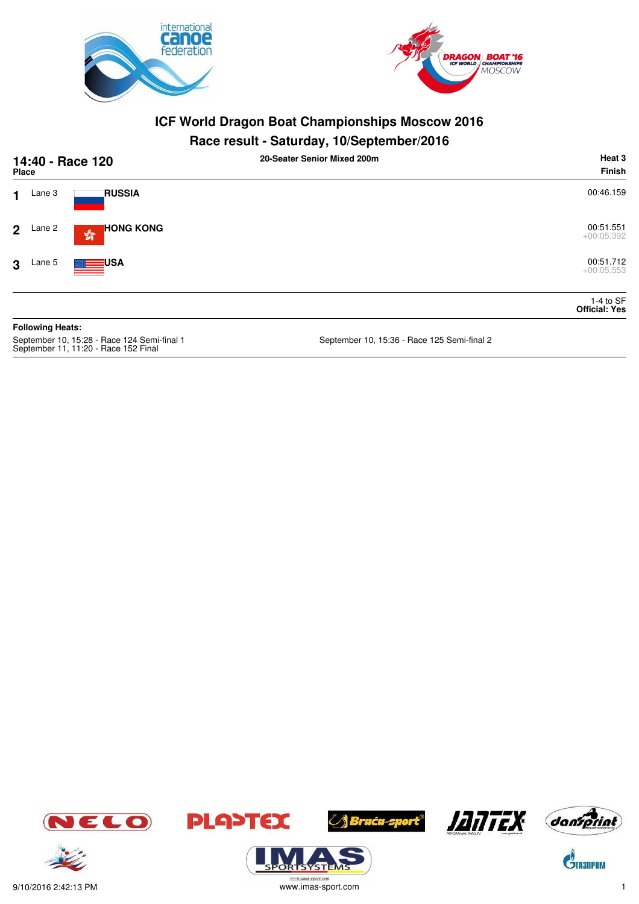# ICF World Dragon Boat Championships Moscow 2016

## Race result - Saturday, 10/September/2016

**14:40 - Race 120** — **20-Seater Senior Mixed 200m** — **Heat 3**

| Place | Lane | Country | Finish |
|---|---|---|---|
| 1 | Lane 3 | **RUSSIA** | 00:46.159 |
| 2 | Lane 2 | **HONG KONG** | 00:51.551 +00:05.392 |
| 3 | Lane 5 | **USA** | 00:51.712 +00:05.553 |

1-4 to SF
**Official: Yes**

**Following Heats:**

September 10, 15:28 - Race 124 Semi-final 1
September 10, 15:36 - Race 125 Semi-final 2
September 11, 11:20 - Race 152 Final

9/10/2016 2:42:13 PM
www.imas-sport.com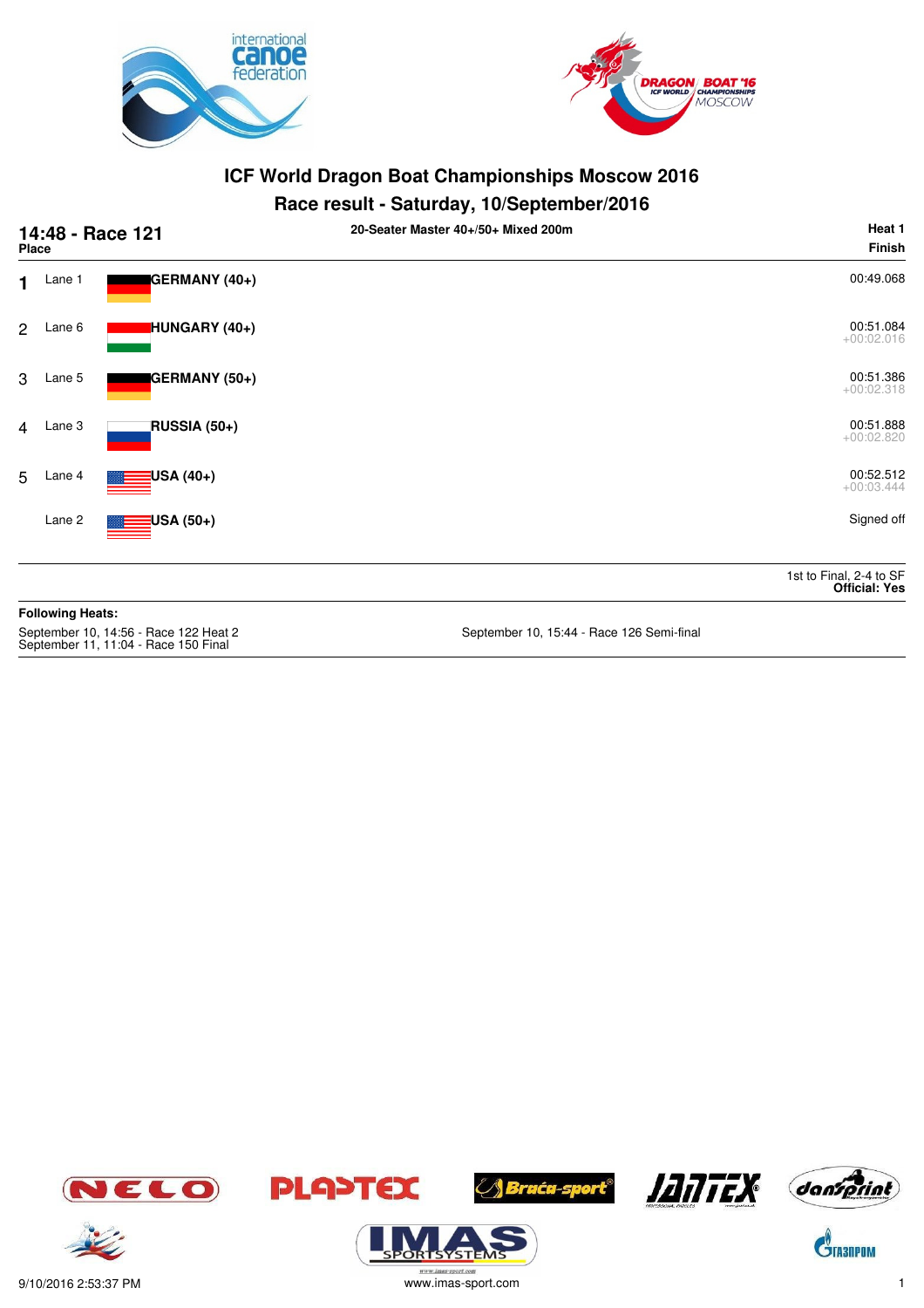# ICF World Dragon Boat Championships Moscow 2016

## Race result - Saturday, 10/September/2016

**14:48 - Race 121** — **20-Seater Master 40+/50+ Mixed 200m** — **Heat 1**

| Place | Lane | Crew | Finish |
|---|---|---|---|
| 1 | Lane 1 | **GERMANY (40+)** | 00:49.068 |
| 2 | Lane 6 | **HUNGARY (40+)** | 00:51.084 +00:02.016 |
| 3 | Lane 5 | **GERMANY (50+)** | 00:51.386 +00:02.318 |
| 4 | Lane 3 | **RUSSIA (50+)** | 00:51.888 +00:02.820 |
| 5 | Lane 4 | **USA (40+)** | 00:52.512 +00:03.444 |
| | Lane 2 | **USA (50+)** | Signed off |

1st to Final, 2-4 to SF
**Official: Yes**

**Following Heats:**

September 10, 14:56 - Race 122 Heat 2
September 11, 11:04 - Race 150 Final
September 10, 15:44 - Race 126 Semi-final

9/10/2016 2:53:37 PM
www.imas-sport.com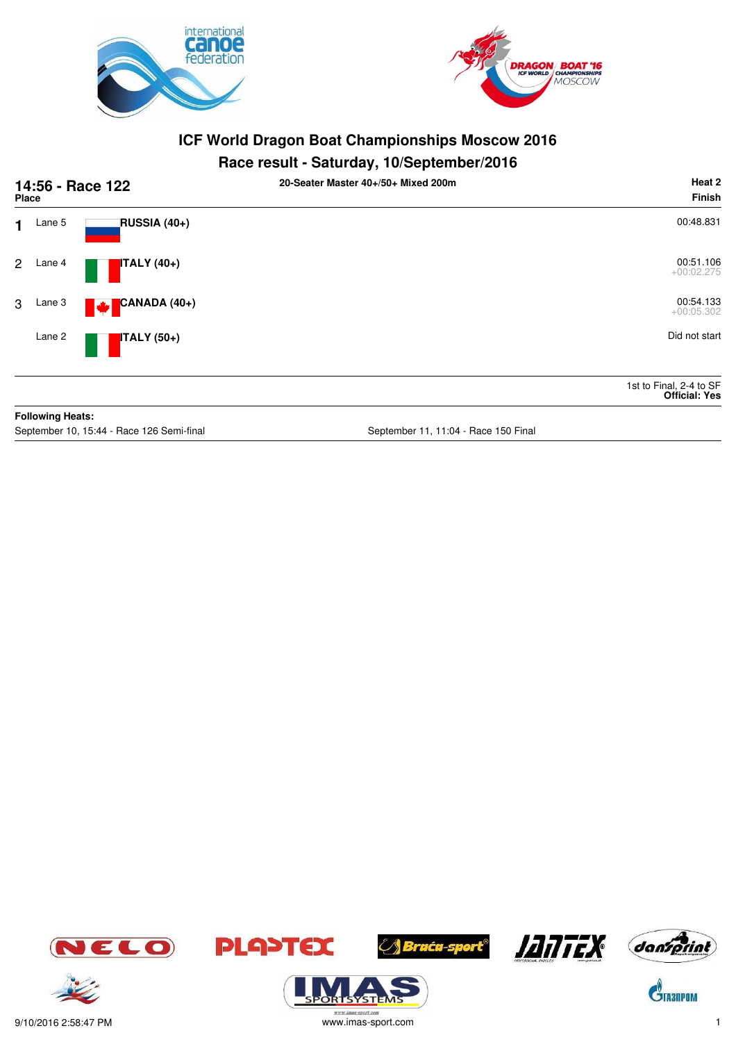# ICF World Dragon Boat Championships Moscow 2016

## Race result - Saturday, 10/September/2016

**14:56 - Race 122** — **20-Seater Master 40+/50+ Mixed 200m** — **Heat 2**

| Place | Lane | Crew | Finish |
|---|---|---|---|
| 1 | Lane 5 | **RUSSIA (40+)** | 00:48.831 |
| 2 | Lane 4 | **ITALY (40+)** | 00:51.106 +00:02.275 |
| 3 | Lane 3 | **CANADA (40+)** | 00:54.133 +00:05.302 |
| | Lane 2 | **ITALY (50+)** | Did not start |

1st to Final, 2-4 to SF
**Official: Yes**

**Following Heats:**

September 10, 15:44 - Race 126 Semi-final

September 11, 11:04 - Race 150 Final

9/10/2016 2:58:47 PM

www.imas-sport.com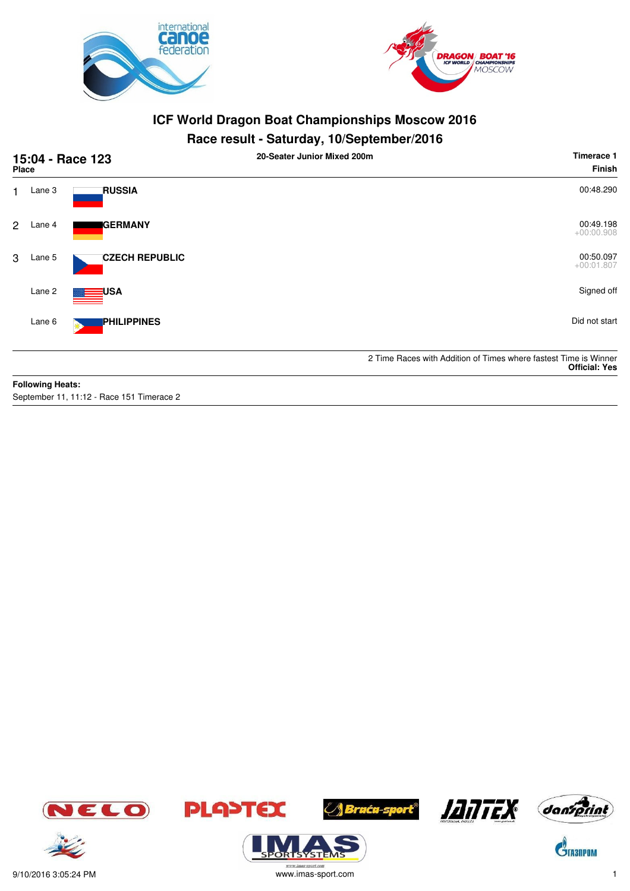# ICF World Dragon Boat Championships Moscow 2016

## Race result - Saturday, 10/September/2016

**15:04 - Race 123** — **20-Seater Junior Mixed 200m** — **Timerace 1**

| Place | Lane | Country | Finish |
|---|---|---|---|
| 1 | Lane 3 | **RUSSIA** | 00:48.290 |
| 2 | Lane 4 | **GERMANY** | 00:49.198 +00:00.908 |
| 3 | Lane 5 | **CZECH REPUBLIC** | 00:50.097 +00:01.807 |
| | Lane 2 | **USA** | Signed off |
| | Lane 6 | **PHILIPPINES** | Did not start |

2 Time Races with Addition of Times where fastest Time is Winner
**Official: Yes**

**Following Heats:**
September 11, 11:12 - Race 151 Timerace 2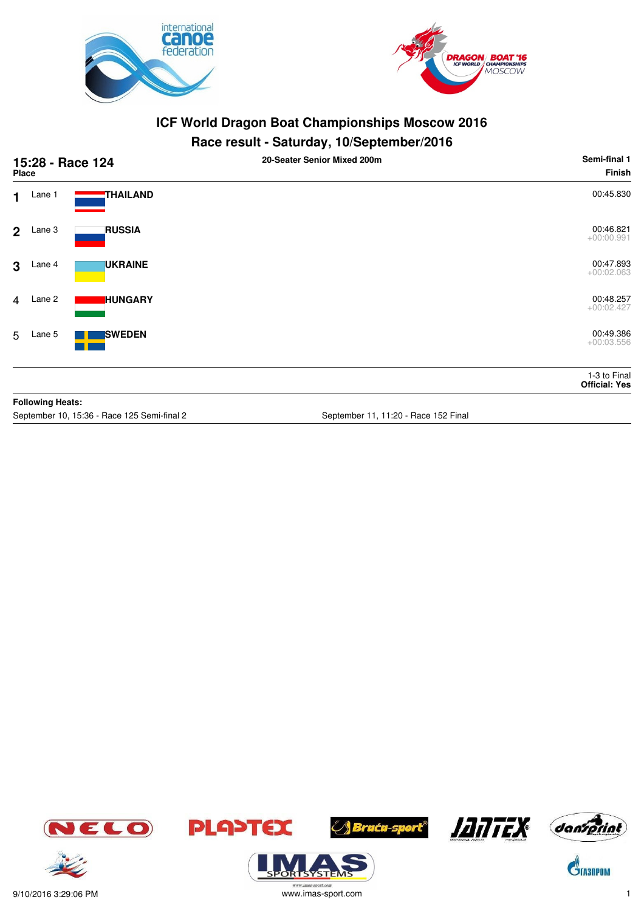# ICF World Dragon Boat Championships Moscow 2016

## Race result - Saturday, 10/September/2016

**15:28 - Race 124** | **20-Seater Senior Mixed 200m** | **Semi-final 1**

| Place | Lane | Country | Finish |
|---|---|---|---|
| 1 | Lane 1 | **THAILAND** | 00:45.830 |
| 2 | Lane 3 | **RUSSIA** | 00:46.821<br>+00:00.991 |
| 3 | Lane 4 | **UKRAINE** | 00:47.893<br>+00:02.063 |
| 4 | Lane 2 | **HUNGARY** | 00:48.257<br>+00:02.427 |
| 5 | Lane 5 | **SWEDEN** | 00:49.386<br>+00:03.556 |

1-3 to Final
**Official: Yes**

**Following Heats:**

September 10, 15:36 - Race 125 Semi-final 2

September 11, 11:20 - Race 152 Final

9/10/2016 3:29:06 PM

www.imas-sport.com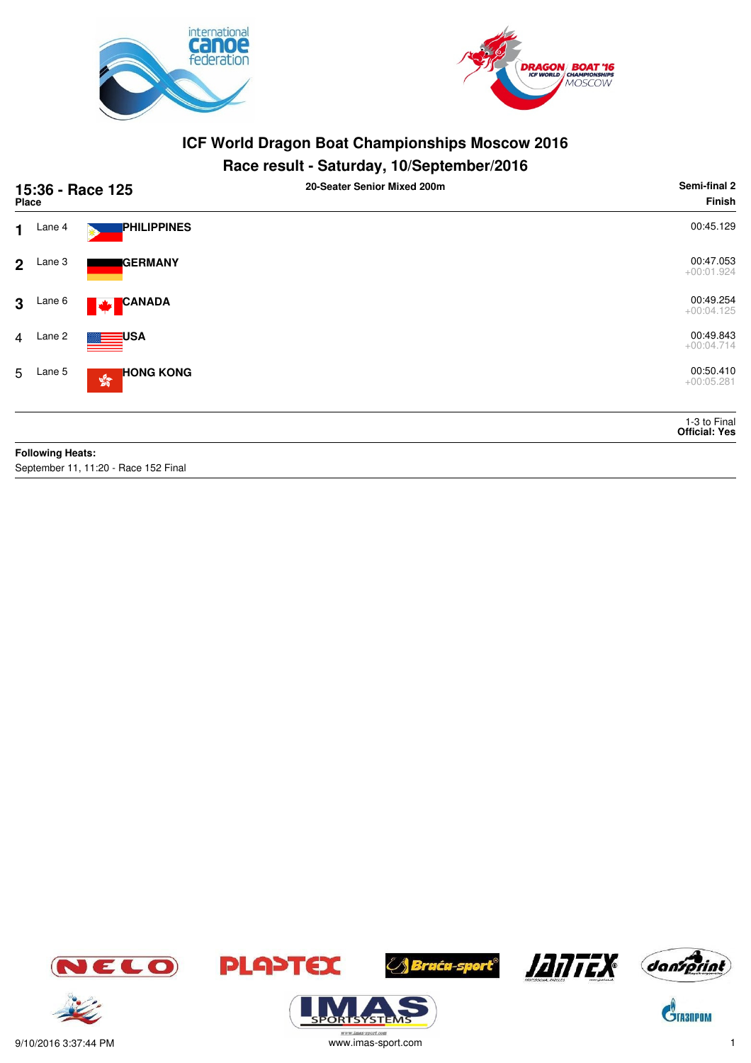# ICF World Dragon Boat Championships Moscow 2016

## Race result - Saturday, 10/September/2016

**15:36 - Race 125** — **20-Seater Senior Mixed 200m** — **Semi-final 2**

| Place | Lane | Country | Finish |
|---|---|---|---|
| 1 | Lane 4 | PHILIPPINES | 00:45.129 |
| 2 | Lane 3 | GERMANY | 00:47.053 +00:01.924 |
| 3 | Lane 6 | CANADA | 00:49.254 +00:04.125 |
| 4 | Lane 2 | USA | 00:49.843 +00:04.714 |
| 5 | Lane 5 | HONG KONG | 00:50.410 +00:05.281 |

1-3 to Final
**Official: Yes**

**Following Heats:**
September 11, 11:20 - Race 152 Final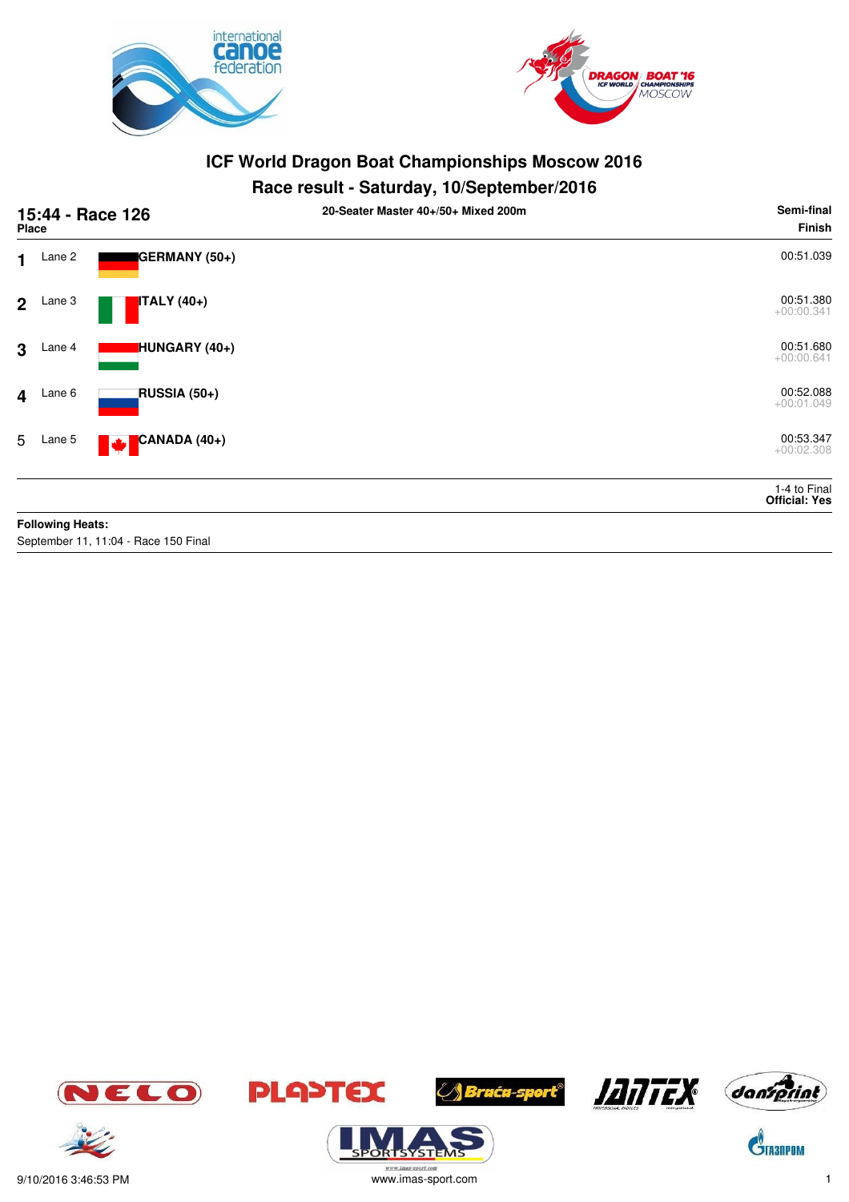# ICF World Dragon Boat Championships Moscow 2016

## Race result - Saturday, 10/September/2016

**15:44 - Race 126** — **20-Seater Master 40+/50+ Mixed 200m** — **Semi-final**

| Place | Lane | Team | Finish |
|---|---|---|---|
| 1 | Lane 2 | **GERMANY (50+)** | 00:51.039 |
| 2 | Lane 3 | **ITALY (40+)** | 00:51.380 +00:00.341 |
| 3 | Lane 4 | **HUNGARY (40+)** | 00:51.680 +00:00.641 |
| 4 | Lane 6 | **RUSSIA (50+)** | 00:52.088 +00:01.049 |
| 5 | Lane 5 | **CANADA (40+)** | 00:53.347 +00:02.308 |

1-4 to Final
**Official: Yes**

**Following Heats:**
September 11, 11:04 - Race 150 Final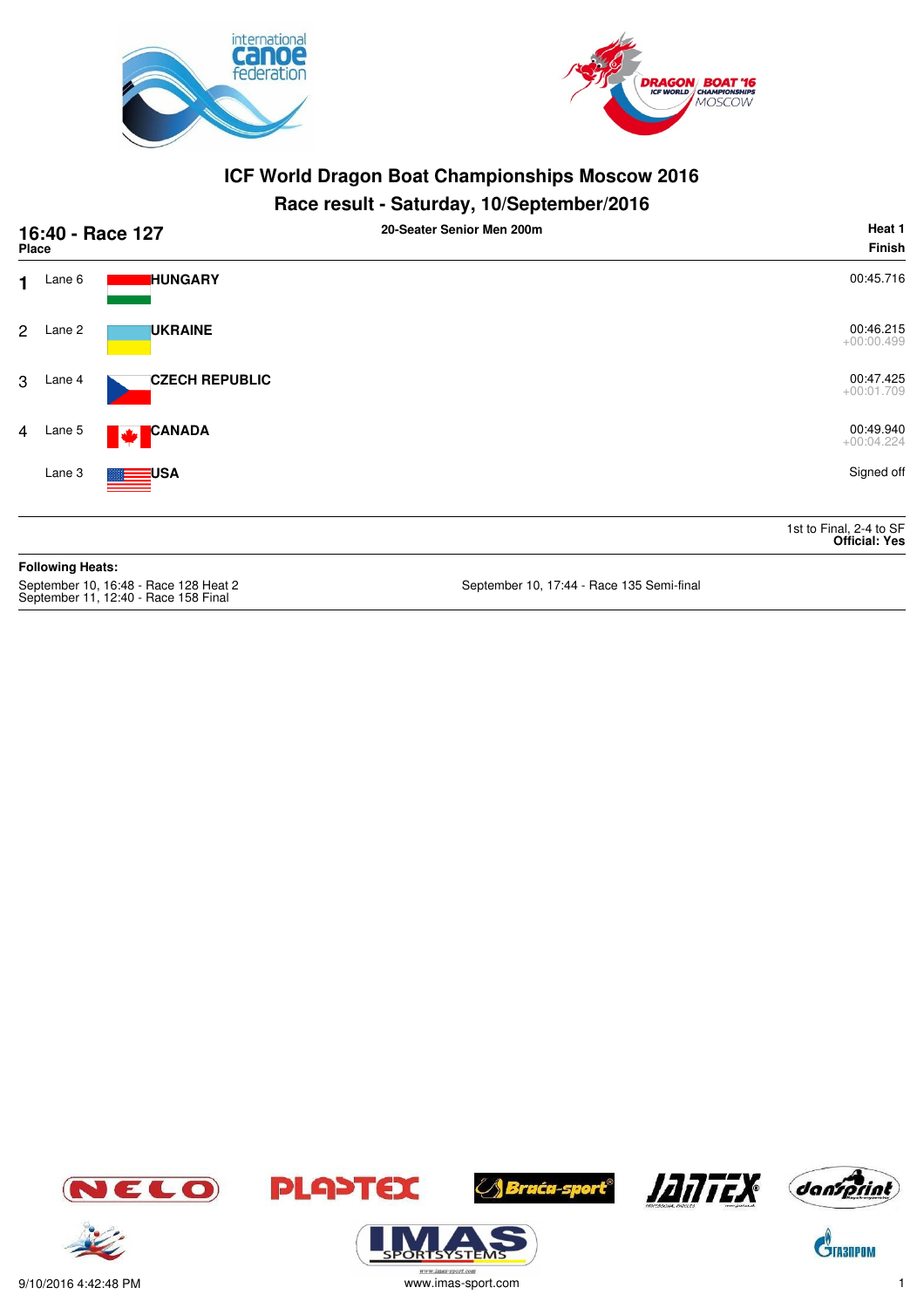# ICF World Dragon Boat Championships Moscow 2016

## Race result - Saturday, 10/September/2016

**16:40 - Race 127** | **20-Seater Senior Men 200m** | **Heat 1**

| Place | Lane | Country | Finish |
|---|---|---|---|
| 1 | Lane 6 | HUNGARY | 00:45.716 |
| 2 | Lane 2 | UKRAINE | 00:46.215 +00:00.499 |
| 3 | Lane 4 | CZECH REPUBLIC | 00:47.425 +00:01.709 |
| 4 | Lane 5 | CANADA | 00:49.940 +00:04.224 |
| | Lane 3 | USA | Signed off |

1st to Final, 2-4 to SF
**Official: Yes**

**Following Heats:**

September 10, 16:48 - Race 128 Heat 2
September 11, 12:40 - Race 158 Final
September 10, 17:44 - Race 135 Semi-final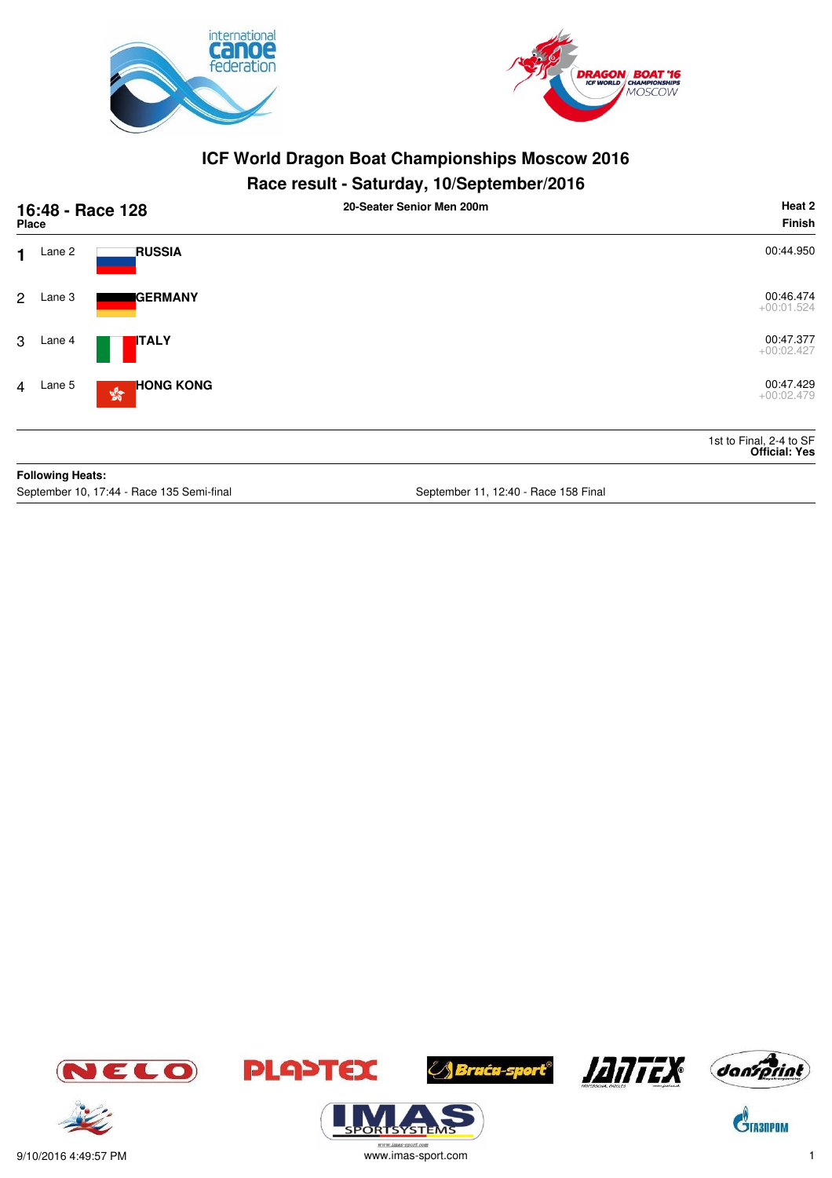# ICF World Dragon Boat Championships Moscow 2016

## Race result - Saturday, 10/September/2016

**16:48 - Race 128** | **20-Seater Senior Men 200m** | **Heat 2**

| Place | Lane | Country | Finish |
|---|---|---|---|
| 1 | Lane 2 | **RUSSIA** | 00:44.950 |
| 2 | Lane 3 | **GERMANY** | 00:46.474<br>+00:01.524 |
| 3 | Lane 4 | **ITALY** | 00:47.377<br>+00:02.427 |
| 4 | Lane 5 | **HONG KONG** | 00:47.429<br>+00:02.479 |

1st to Final, 2-4 to SF
**Official: Yes**

**Following Heats:**

September 10, 17:44 - Race 135 Semi-final

September 11, 12:40 - Race 158 Final

9/10/2016 4:49:57 PM

www.imas-sport.com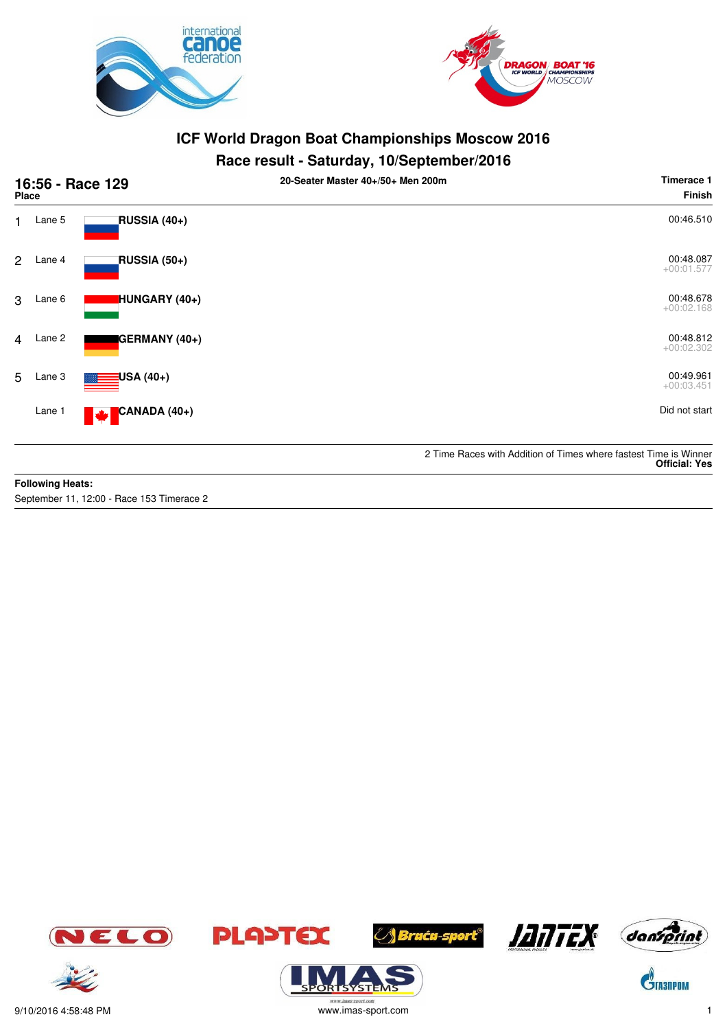# ICF World Dragon Boat Championships Moscow 2016

## Race result - Saturday, 10/September/2016

**16:56 - Race 129** — **20-Seater Master 40+/50+ Men 200m** — **Timerace 1**

| Place | Lane | Team | Finish |
|---|---|---|---|
| 1 | Lane 5 | **RUSSIA (40+)** | 00:46.510 |
| 2 | Lane 4 | **RUSSIA (50+)** | 00:48.087 +00:01.577 |
| 3 | Lane 6 | **HUNGARY (40+)** | 00:48.678 +00:02.168 |
| 4 | Lane 2 | **GERMANY (40+)** | 00:48.812 +00:02.302 |
| 5 | Lane 3 | **USA (40+)** | 00:49.961 +00:03.451 |
| | Lane 1 | **CANADA (40+)** | Did not start |

2 Time Races with Addition of Times where fastest Time is Winner
**Official: Yes**

**Following Heats:**
September 11, 12:00 - Race 153 Timerace 2

9/10/2016 4:58:48 PM — www.imas-sport.com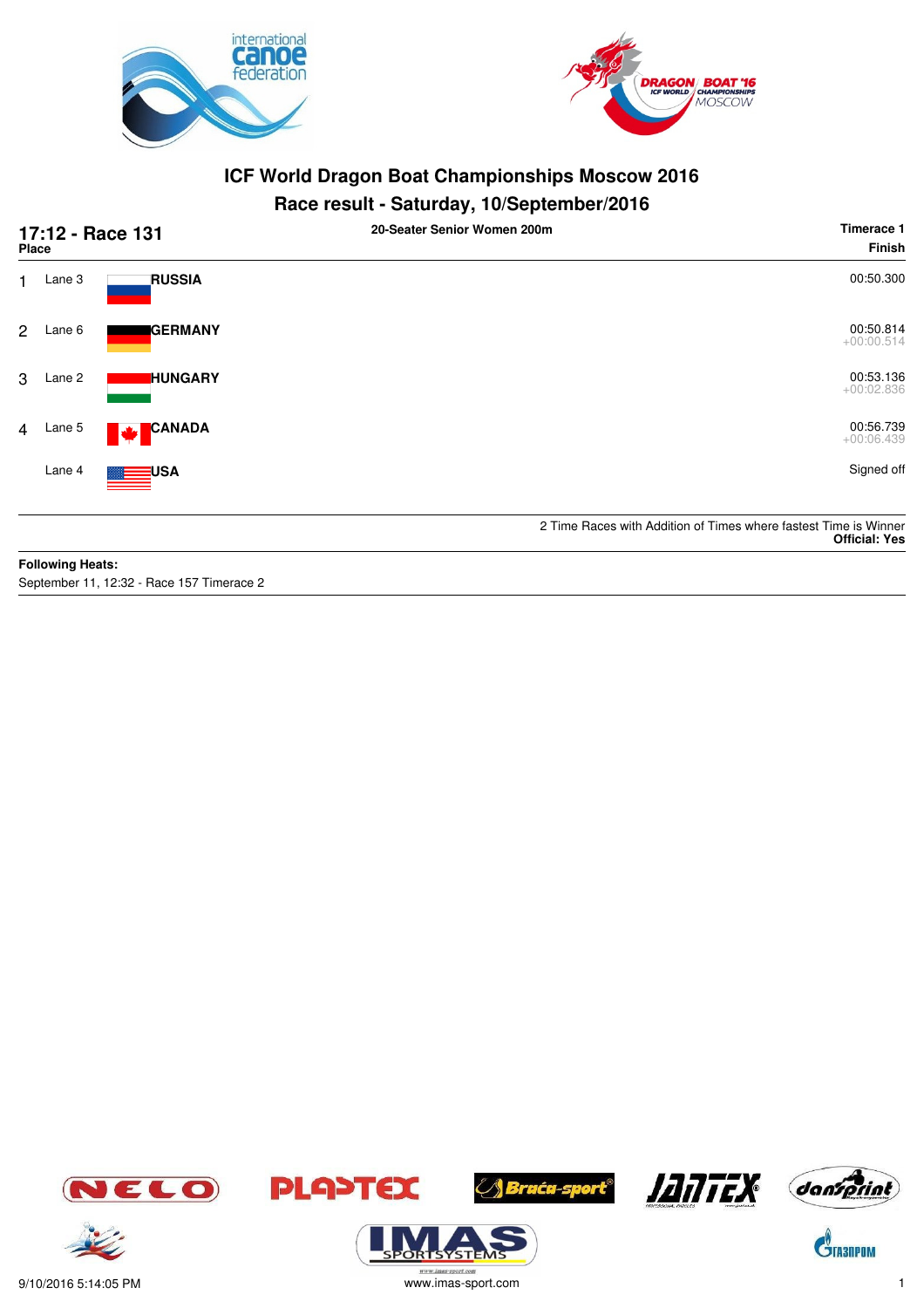# ICF World Dragon Boat Championships Moscow 2016

## Race result - Saturday, 10/September/2016

**17:12 - Race 131** | **20-Seater Senior Women 200m** | **Timerace 1**

| Place | Lane | Team | Finish |
|---|---|---|---|
| 1 | Lane 3 | **RUSSIA** | 00:50.300 |
| 2 | Lane 6 | **GERMANY** | 00:50.814 +00:00.514 |
| 3 | Lane 2 | **HUNGARY** | 00:53.136 +00:02.836 |
| 4 | Lane 5 | **CANADA** | 00:56.739 +00:06.439 |
| | Lane 4 | **USA** | Signed off |

2 Time Races with Addition of Times where fastest Time is Winner
**Official: Yes**

**Following Heats:**
September 11, 12:32 - Race 157 Timerace 2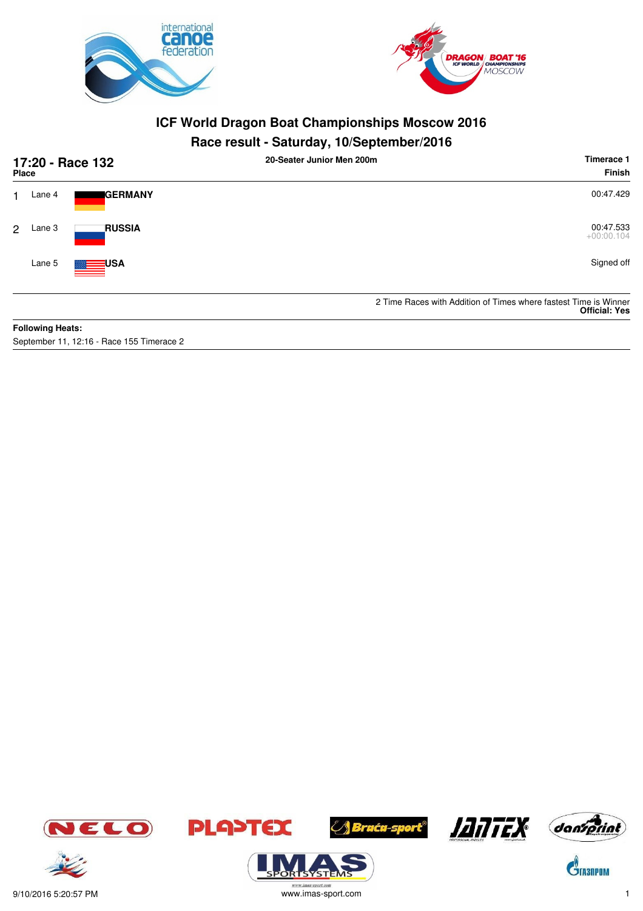# ICF World Dragon Boat Championships Moscow 2016

## Race result - Saturday, 10/September/2016

**17:20 - Race 132** — **20-Seater Junior Men 200m** — **Timerace 1**

| Place | Lane | Country | Finish |
|---|---|---|---|
| 1 | Lane 4 | **GERMANY** | 00:47.429 |
| 2 | Lane 3 | **RUSSIA** | 00:47.533<br>+00:00.104 |
| | Lane 5 | **USA** | Signed off |

2 Time Races with Addition of Times where fastest Time is Winner
**Official: Yes**

**Following Heats:**
September 11, 12:16 - Race 155 Timerace 2

9/10/2016 5:20:57 PM
www.imas-sport.com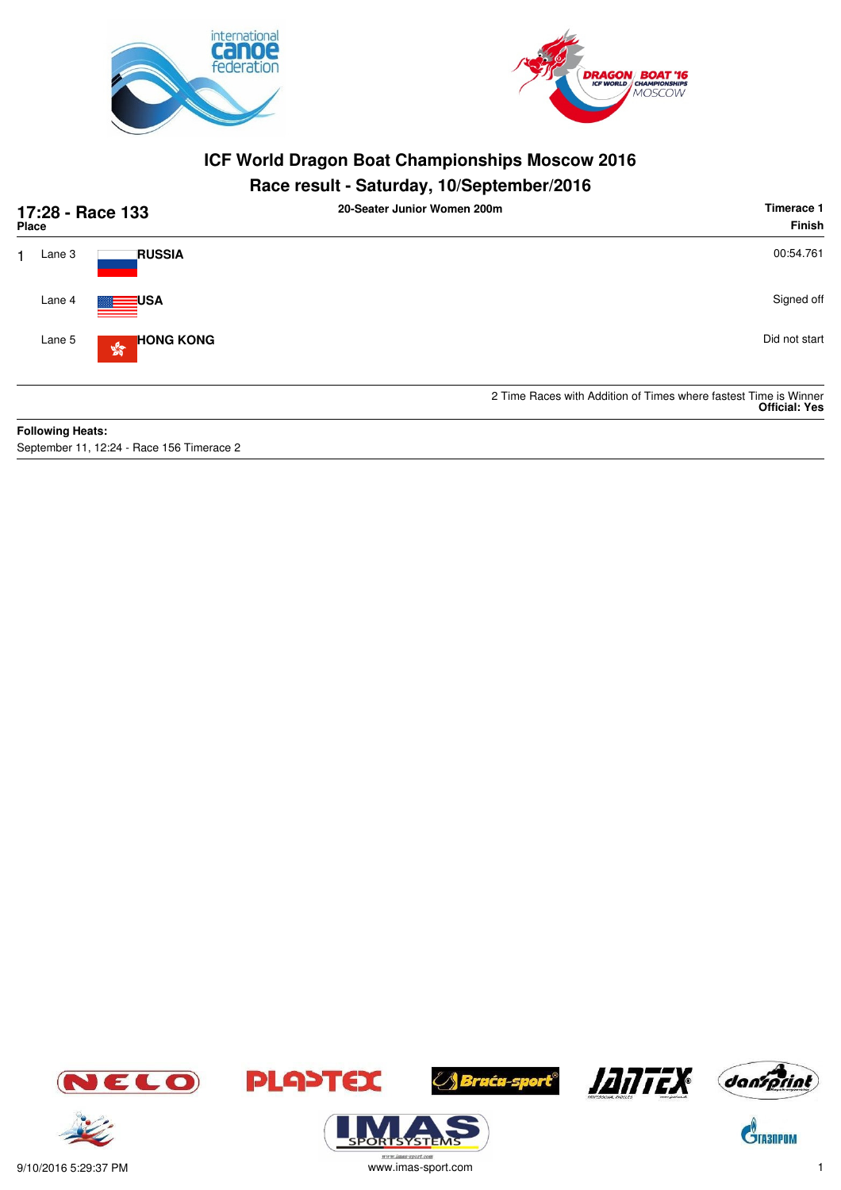# ICF World Dragon Boat Championships Moscow 2016

## Race result - Saturday, 10/September/2016

**17:28 - Race 133** — **20-Seater Junior Women 200m** — **Timerace 1**

| Place | Lane | Team | Finish |
|---|---|---|---|
| 1 | Lane 3 | **RUSSIA** | 00:54.761 |
| | Lane 4 | **USA** | Signed off |
| | Lane 5 | **HONG KONG** | Did not start |

2 Time Races with Addition of Times where fastest Time is Winner
**Official: Yes**

**Following Heats:**
September 11, 12:24 - Race 156 Timerace 2

9/10/2016 5:29:37 PM
www.imas-sport.com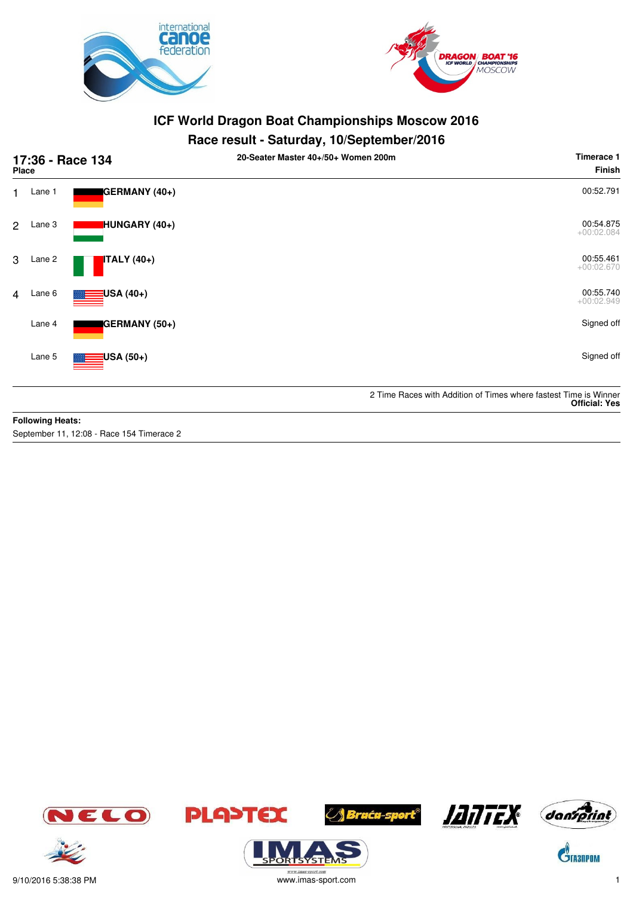# ICF World Dragon Boat Championships Moscow 2016

## Race result - Saturday, 10/September/2016

**17:36 - Race 134** | **20-Seater Master 40+/50+ Women 200m** | **Timerace 1**

| Place | Lane | Crew | Finish |
|---|---|---|---|
| 1 | Lane 1 | GERMANY (40+) | 00:52.791 |
| 2 | Lane 3 | HUNGARY (40+) | 00:54.875 +00:02.084 |
| 3 | Lane 2 | ITALY (40+) | 00:55.461 +00:02.670 |
| 4 | Lane 6 | USA (40+) | 00:55.740 +00:02.949 |
| | Lane 4 | GERMANY (50+) | Signed off |
| | Lane 5 | USA (50+) | Signed off |

2 Time Races with Addition of Times where fastest Time is Winner
**Official: Yes**

**Following Heats:**
September 11, 12:08 - Race 154 Timerace 2

9/10/2016 5:38:38 PM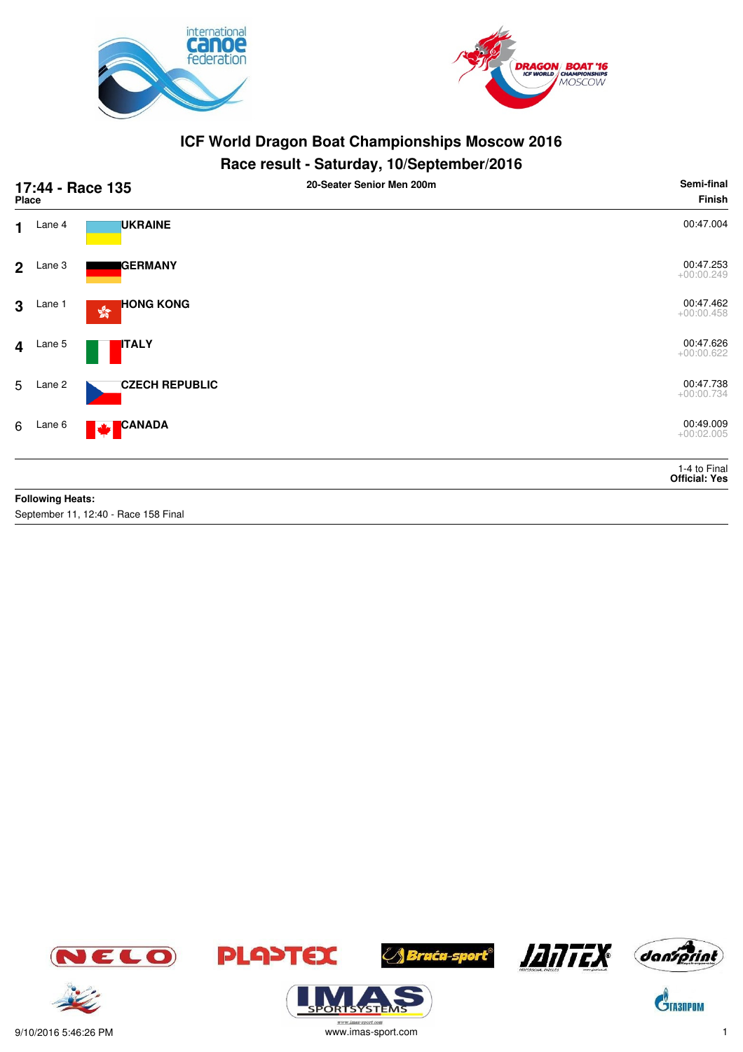# ICF World Dragon Boat Championships Moscow 2016

## Race result - Saturday, 10/September/2016

**17:44 - Race 135** | **20-Seater Senior Men 200m** | **Semi-final**

| Place | Lane | Team | Finish |
|---|---|---|---|
| 1 | Lane 4 | UKRAINE | 00:47.004 |
| 2 | Lane 3 | GERMANY | 00:47.253 +00:00.249 |
| 3 | Lane 1 | HONG KONG | 00:47.462 +00:00.458 |
| 4 | Lane 5 | ITALY | 00:47.626 +00:00.622 |
| 5 | Lane 2 | CZECH REPUBLIC | 00:47.738 +00:00.734 |
| 6 | Lane 6 | CANADA | 00:49.009 +00:02.005 |

1-4 to Final
**Official: Yes**

**Following Heats:**

September 11, 12:40 - Race 158 Final

9/10/2016 5:46:26 PM

www.imas-sport.com